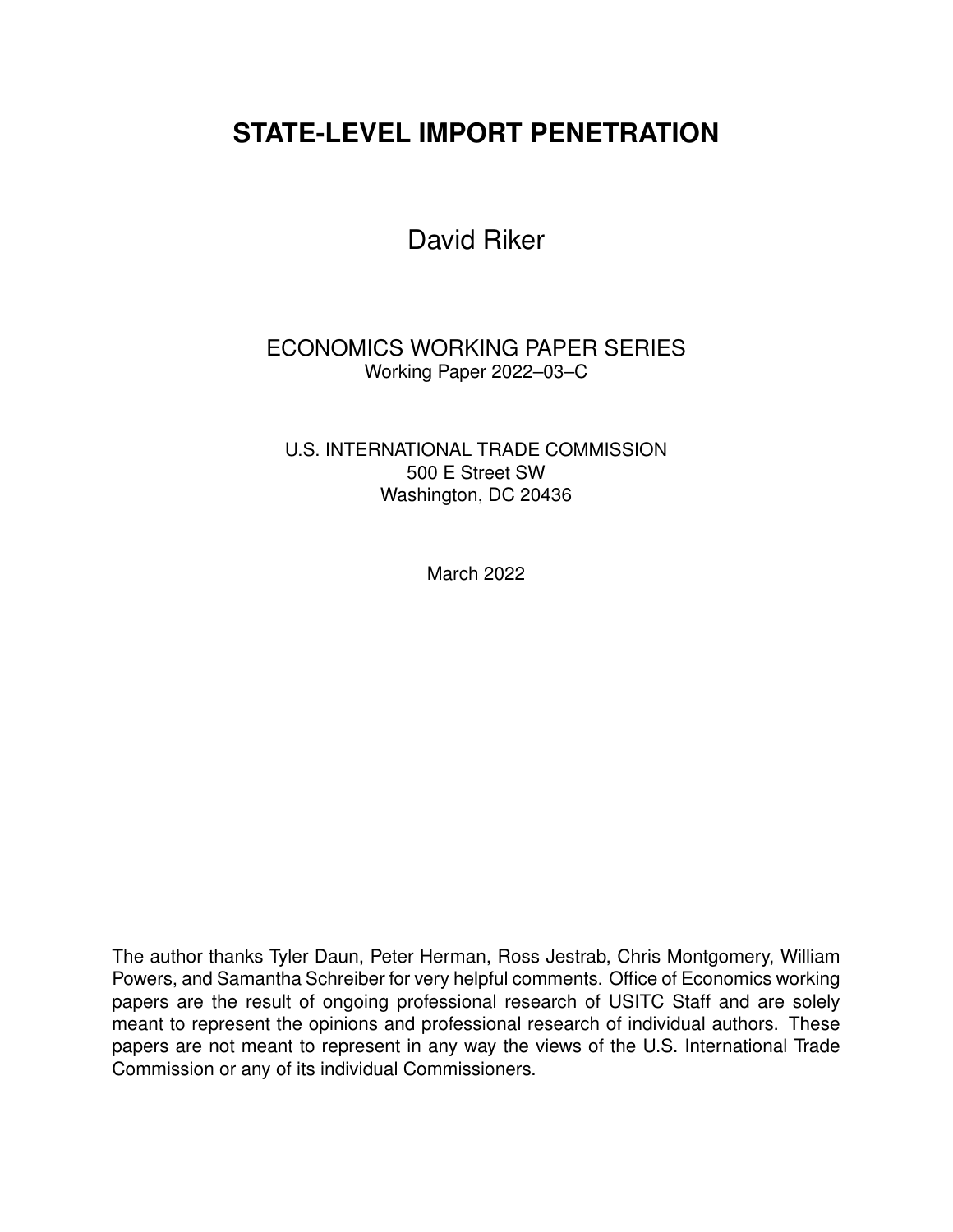# STATE-LEVEL IMPORT PENETRATION

David Riker

ECONOMICS WORKING PAPER SERIES
Working Paper 2022–03–C

U.S. INTERNATIONAL TRADE COMMISSION
500 E Street SW
Washington, DC 20436

March 2022

The author thanks Tyler Daun, Peter Herman, Ross Jestrab, Chris Montgomery, William Powers, and Samantha Schreiber for very helpful comments. Office of Economics working papers are the result of ongoing professional research of USITC Staff and are solely meant to represent the opinions and professional research of individual authors. These papers are not meant to represent in any way the views of the U.S. International Trade Commission or any of its individual Commissioners.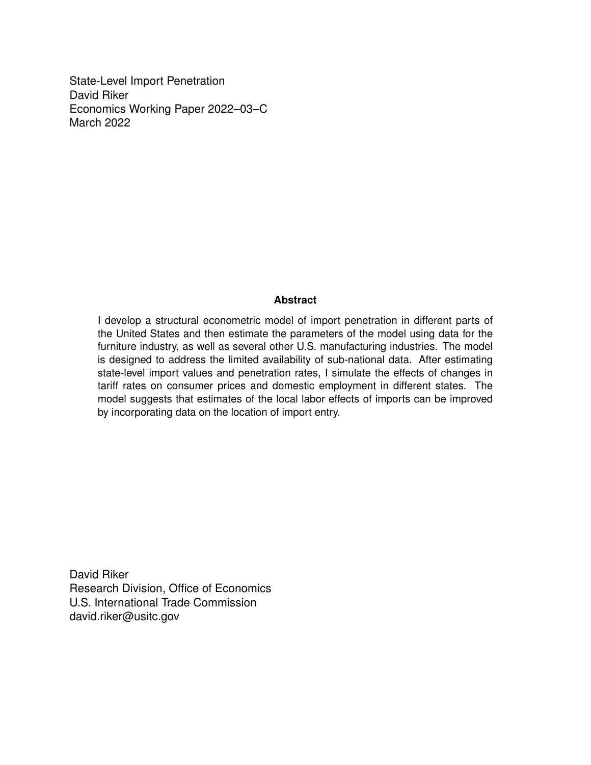State-Level Import Penetration
David Riker
Economics Working Paper 2022–03–C
March 2022

**Abstract**

I develop a structural econometric model of import penetration in different parts of the United States and then estimate the parameters of the model using data for the furniture industry, as well as several other U.S. manufacturing industries. The model is designed to address the limited availability of sub-national data. After estimating state-level import values and penetration rates, I simulate the effects of changes in tariff rates on consumer prices and domestic employment in different states. The model suggests that estimates of the local labor effects of imports can be improved by incorporating data on the location of import entry.

David Riker
Research Division, Office of Economics
U.S. International Trade Commission
david.riker@usitc.gov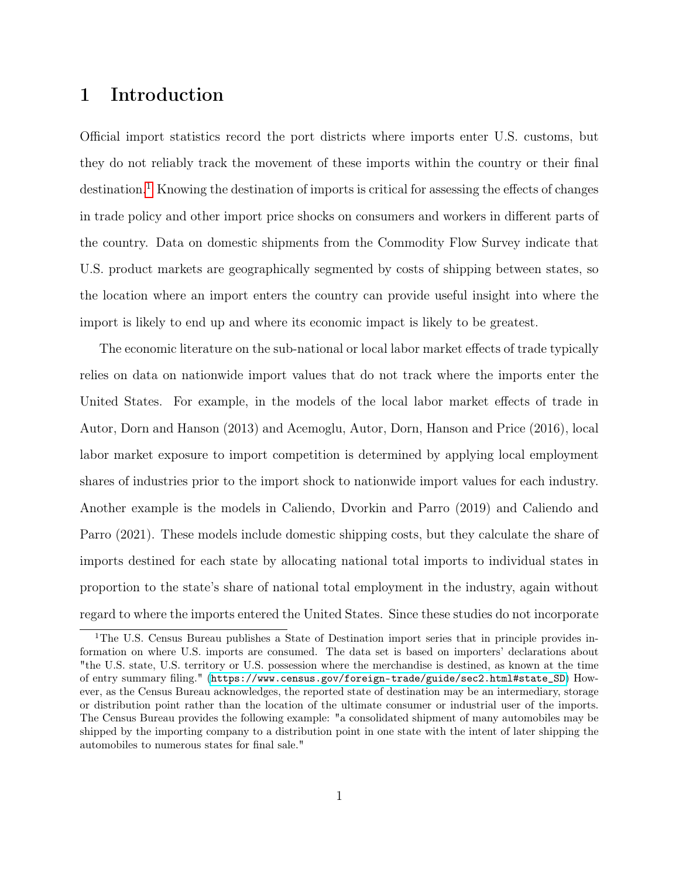# 1 Introduction

Official import statistics record the port districts where imports enter U.S. customs, but they do not reliably track the movement of these imports within the country or their final destination.[1] Knowing the destination of imports is critical for assessing the effects of changes in trade policy and other import price shocks on consumers and workers in different parts of the country. Data on domestic shipments from the Commodity Flow Survey indicate that U.S. product markets are geographically segmented by costs of shipping between states, so the location where an import enters the country can provide useful insight into where the import is likely to end up and where its economic impact is likely to be greatest.

The economic literature on the sub-national or local labor market effects of trade typically relies on data on nationwide import values that do not track where the imports enter the United States. For example, in the models of the local labor market effects of trade in Autor, Dorn and Hanson (2013) and Acemoglu, Autor, Dorn, Hanson and Price (2016), local labor market exposure to import competition is determined by applying local employment shares of industries prior to the import shock to nationwide import values for each industry. Another example is the models in Caliendo, Dvorkin and Parro (2019) and Caliendo and Parro (2021). These models include domestic shipping costs, but they calculate the share of imports destined for each state by allocating national total imports to individual states in proportion to the state's share of national total employment in the industry, again without regard to where the imports entered the United States. Since these studies do not incorporate

[1] The U.S. Census Bureau publishes a State of Destination import series that in principle provides information on where U.S. imports are consumed. The data set is based on importers' declarations about "the U.S. state, U.S. territory or U.S. possession where the merchandise is destined, as known at the time of entry summary filing." (https://www.census.gov/foreign-trade/guide/sec2.html#state_SD) However, as the Census Bureau acknowledges, the reported state of destination may be an intermediary, storage or distribution point rather than the location of the ultimate consumer or industrial user of the imports. The Census Bureau provides the following example: "a consolidated shipment of many automobiles may be shipped by the importing company to a distribution point in one state with the intent of later shipping the automobiles to numerous states for final sale."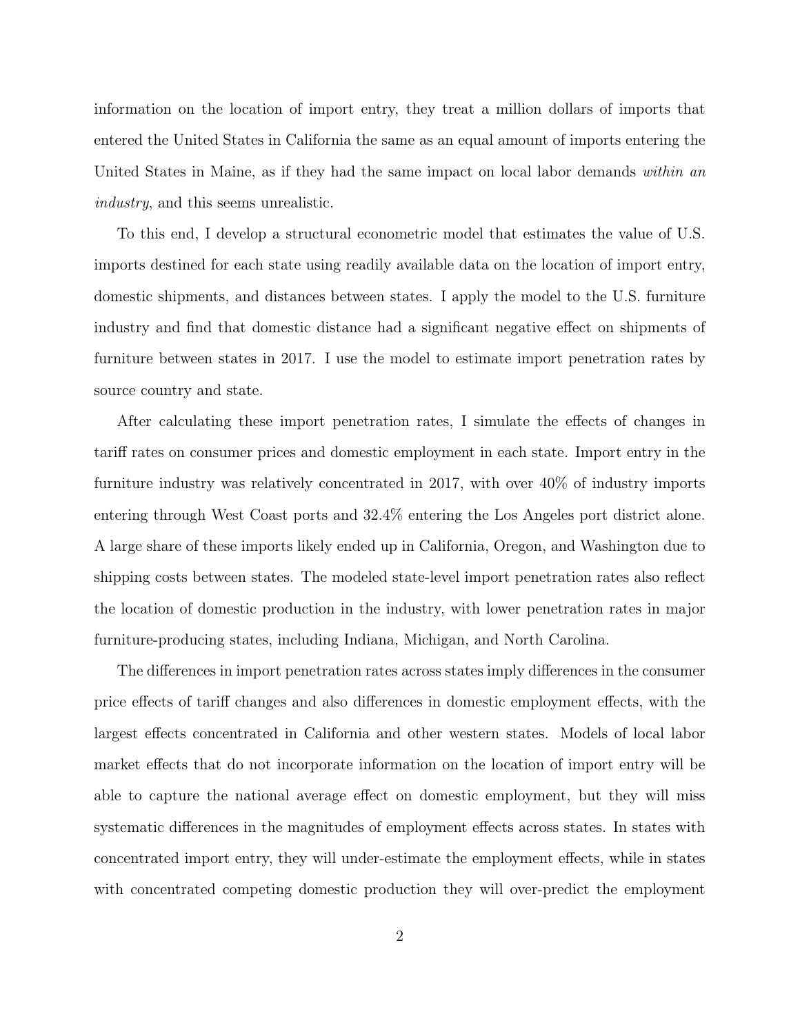information on the location of import entry, they treat a million dollars of imports that entered the United States in California the same as an equal amount of imports entering the United States in Maine, as if they had the same impact on local labor demands *within an industry*, and this seems unrealistic.

To this end, I develop a structural econometric model that estimates the value of U.S. imports destined for each state using readily available data on the location of import entry, domestic shipments, and distances between states. I apply the model to the U.S. furniture industry and find that domestic distance had a significant negative effect on shipments of furniture between states in 2017. I use the model to estimate import penetration rates by source country and state.

After calculating these import penetration rates, I simulate the effects of changes in tariff rates on consumer prices and domestic employment in each state. Import entry in the furniture industry was relatively concentrated in 2017, with over 40% of industry imports entering through West Coast ports and 32.4% entering the Los Angeles port district alone. A large share of these imports likely ended up in California, Oregon, and Washington due to shipping costs between states. The modeled state-level import penetration rates also reflect the location of domestic production in the industry, with lower penetration rates in major furniture-producing states, including Indiana, Michigan, and North Carolina.

The differences in import penetration rates across states imply differences in the consumer price effects of tariff changes and also differences in domestic employment effects, with the largest effects concentrated in California and other western states. Models of local labor market effects that do not incorporate information on the location of import entry will be able to capture the national average effect on domestic employment, but they will miss systematic differences in the magnitudes of employment effects across states. In states with concentrated import entry, they will under-estimate the employment effects, while in states with concentrated competing domestic production they will over-predict the employment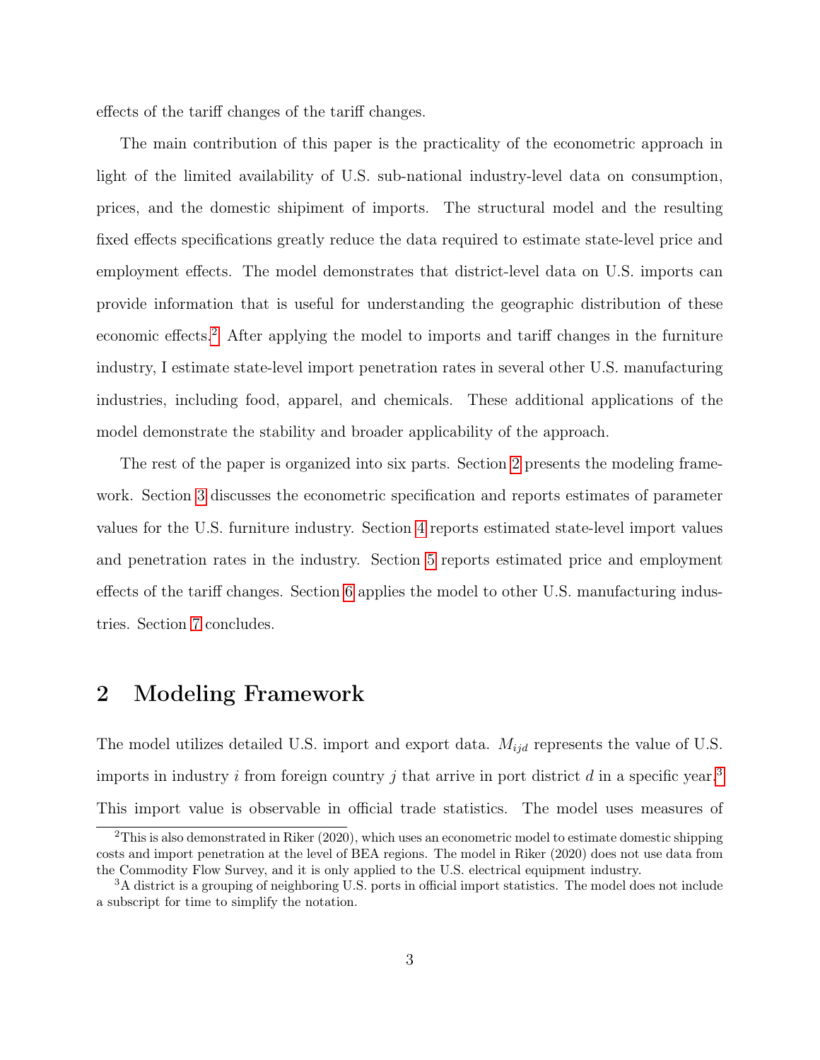effects of the tariff changes of the tariff changes.

The main contribution of this paper is the practicality of the econometric approach in light of the limited availability of U.S. sub-national industry-level data on consumption, prices, and the domestic shipiment of imports. The structural model and the resulting fixed effects specifications greatly reduce the data required to estimate state-level price and employment effects. The model demonstrates that district-level data on U.S. imports can provide information that is useful for understanding the geographic distribution of these economic effects.[2] After applying the model to imports and tariff changes in the furniture industry, I estimate state-level import penetration rates in several other U.S. manufacturing industries, including food, apparel, and chemicals. These additional applications of the model demonstrate the stability and broader applicability of the approach.

The rest of the paper is organized into six parts. Section 2 presents the modeling framework. Section 3 discusses the econometric specification and reports estimates of parameter values for the U.S. furniture industry. Section 4 reports estimated state-level import values and penetration rates in the industry. Section 5 reports estimated price and employment effects of the tariff changes. Section 6 applies the model to other U.S. manufacturing industries. Section 7 concludes.

## 2 Modeling Framework

The model utilizes detailed U.S. import and export data. $M_{ijd}$ represents the value of U.S. imports in industry $i$ from foreign country $j$ that arrive in port district $d$ in a specific year.[3] This import value is observable in official trade statistics. The model uses measures of

[2] This is also demonstrated in Riker (2020), which uses an econometric model to estimate domestic shipping costs and import penetration at the level of BEA regions. The model in Riker (2020) does not use data from the Commodity Flow Survey, and it is only applied to the U.S. electrical equipment industry.

[3] A district is a grouping of neighboring U.S. ports in official import statistics. The model does not include a subscript for time to simplify the notation.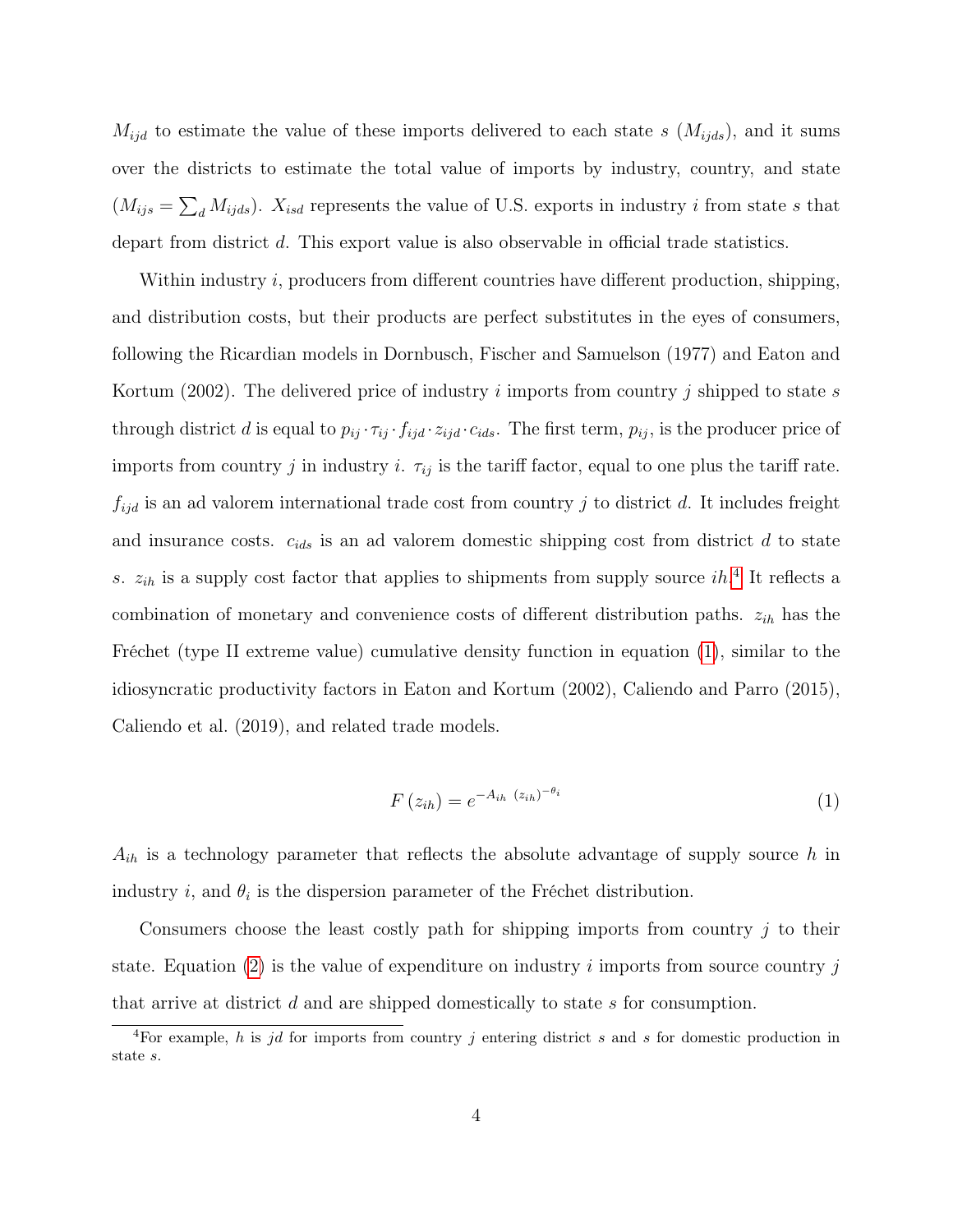$M_{ijd}$ to estimate the value of these imports delivered to each state $s$ ($M_{ijds}$), and it sums over the districts to estimate the total value of imports by industry, country, and state ($M_{ijs} = \sum_d M_{ijds}$). $X_{isd}$ represents the value of U.S. exports in industry $i$ from state $s$ that depart from district $d$. This export value is also observable in official trade statistics.

Within industry $i$, producers from different countries have different production, shipping, and distribution costs, but their products are perfect substitutes in the eyes of consumers, following the Ricardian models in Dornbusch, Fischer and Samuelson (1977) and Eaton and Kortum (2002). The delivered price of industry $i$ imports from country $j$ shipped to state $s$ through district $d$ is equal to $p_{ij} \cdot \tau_{ij} \cdot f_{ijd} \cdot z_{ijd} \cdot c_{ids}$. The first term, $p_{ij}$, is the producer price of imports from country $j$ in industry $i$. $\tau_{ij}$ is the tariff factor, equal to one plus the tariff rate. $f_{ijd}$ is an ad valorem international trade cost from country $j$ to district $d$. It includes freight and insurance costs. $c_{ids}$ is an ad valorem domestic shipping cost from district $d$ to state $s$. $z_{ih}$ is a supply cost factor that applies to shipments from supply source $ih$.[4] It reflects a combination of monetary and convenience costs of different distribution paths. $z_{ih}$ has the Fréchet (type II extreme value) cumulative density function in equation (1), similar to the idiosyncratic productivity factors in Eaton and Kortum (2002), Caliendo and Parro (2015), Caliendo et al. (2019), and related trade models.

$$F\left(z_{ih}\right) = e^{-A_{ih}\ \left(z_{ih}\right)^{-\theta_i}} \tag{1}$$

$A_{ih}$ is a technology parameter that reflects the absolute advantage of supply source $h$ in industry $i$, and $\theta_i$ is the dispersion parameter of the Fréchet distribution.

Consumers choose the least costly path for shipping imports from country $j$ to their state. Equation (2) is the value of expenditure on industry $i$ imports from source country $j$ that arrive at district $d$ and are shipped domestically to state $s$ for consumption.

[4] For example, $h$ is $jd$ for imports from country $j$ entering district $s$ and $s$ for domestic production in state $s$.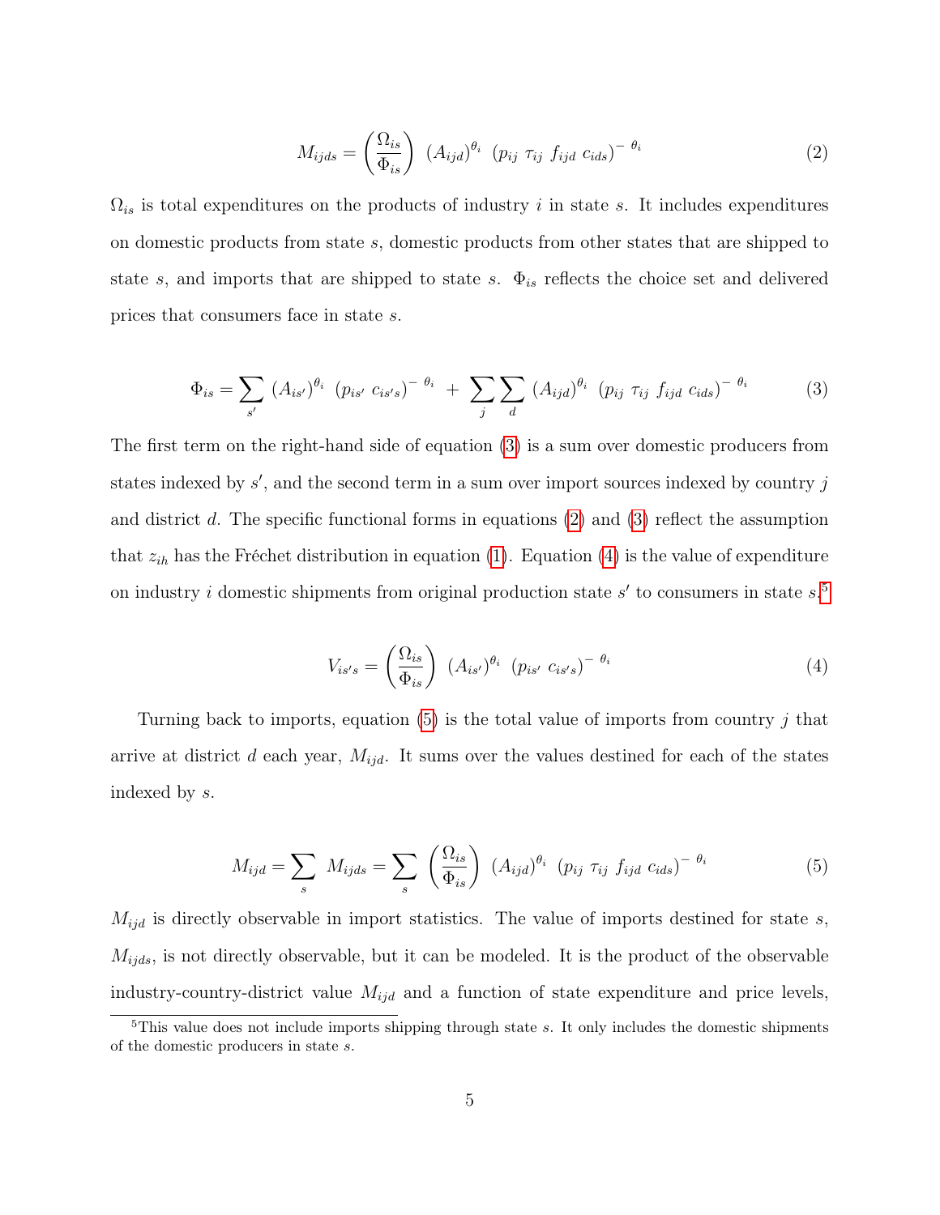$$M_{ijds} = \left(\frac{\Omega_{is}}{\Phi_{is}}\right) \ (A_{ijd})^{\theta_i} \ (p_{ij} \ \tau_{ij} \ f_{ijd} \ c_{ids})^{-\ \theta_i} \tag{2}$$

$\Omega_{is}$ is total expenditures on the products of industry $i$ in state $s$. It includes expenditures on domestic products from state $s$, domestic products from other states that are shipped to state $s$, and imports that are shipped to state $s$. $\Phi_{is}$ reflects the choice set and delivered prices that consumers face in state $s$.

$$\Phi_{is} = \sum_{s'} \ (A_{is'})^{\theta_i} \ (p_{is'} \ c_{is's})^{-\ \theta_i} \ + \ \sum_{j} \sum_{d} \ (A_{ijd})^{\theta_i} \ (p_{ij} \ \tau_{ij} \ f_{ijd} \ c_{ids})^{-\ \theta_i} \tag{3}$$

The first term on the right-hand side of equation (3) is a sum over domestic producers from states indexed by $s'$, and the second term in a sum over import sources indexed by country $j$ and district $d$. The specific functional forms in equations (2) and (3) reflect the assumption that $z_{ih}$ has the Fréchet distribution in equation (1). Equation (4) is the value of expenditure on industry $i$ domestic shipments from original production state $s'$ to consumers in state $s$.[5]

$$V_{is's} = \left(\frac{\Omega_{is}}{\Phi_{is}}\right) \ (A_{is'})^{\theta_i} \ (p_{is'} \ c_{is's})^{-\ \theta_i} \tag{4}$$

Turning back to imports, equation (5) is the total value of imports from country $j$ that arrive at district $d$ each year, $M_{ijd}$. It sums over the values destined for each of the states indexed by $s$.

$$M_{ijd} = \sum_{s} \ M_{ijds} = \sum_{s} \ \left(\frac{\Omega_{is}}{\Phi_{is}}\right) \ (A_{ijd})^{\theta_i} \ (p_{ij} \ \tau_{ij} \ f_{ijd} \ c_{ids})^{-\ \theta_i} \tag{5}$$

$M_{ijd}$ is directly observable in import statistics. The value of imports destined for state $s$, $M_{ijds}$, is not directly observable, but it can be modeled. It is the product of the observable industry-country-district value $M_{ijd}$ and a function of state expenditure and price levels,

[5] This value does not include imports shipping through state $s$. It only includes the domestic shipments of the domestic producers in state $s$.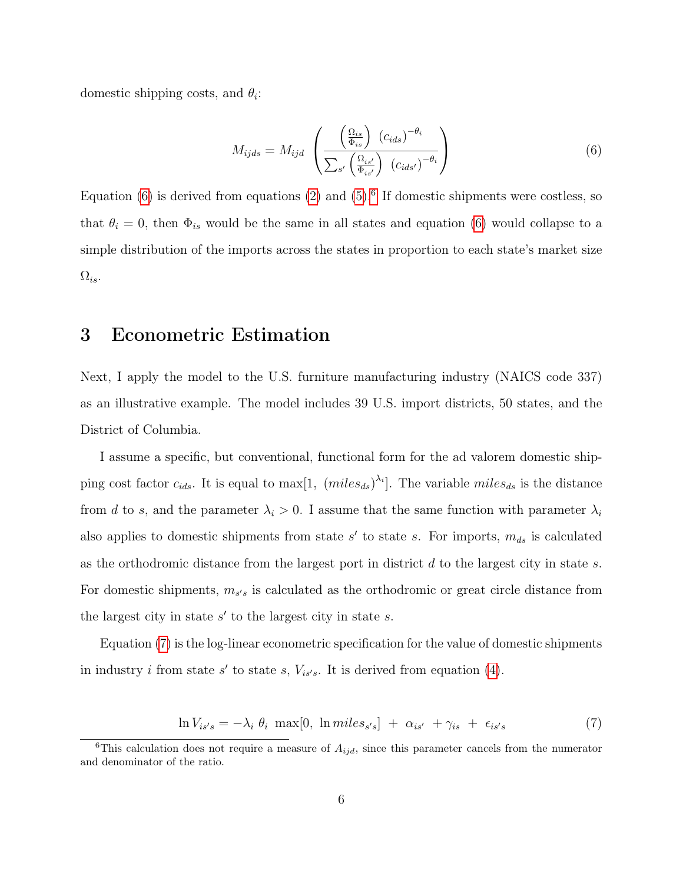domestic shipping costs, and $\theta_i$:

$$M_{ijds} = M_{ijd} \left( \frac{\left(\frac{\Omega_{is}}{\Phi_{is}}\right) \ (c_{ids})^{-\theta_i}}{\sum_{s'} \left(\frac{\Omega_{is'}}{\Phi_{is'}}\right) \ (c_{ids'})^{-\theta_i}} \right) \tag{6}$$

Equation (6) is derived from equations (2) and (5).[6] If domestic shipments were costless, so that $\theta_i = 0$, then $\Phi_{is}$ would be the same in all states and equation (6) would collapse to a simple distribution of the imports across the states in proportion to each state's market size $\Omega_{is}$.

## 3 Econometric Estimation

Next, I apply the model to the U.S. furniture manufacturing industry (NAICS code 337) as an illustrative example. The model includes 39 U.S. import districts, 50 states, and the District of Columbia.

I assume a specific, but conventional, functional form for the ad valorem domestic shipping cost factor $c_{ids}$. It is equal to $\max[1,\ (miles_{ds})^{\lambda_i}]$. The variable $miles_{ds}$ is the distance from $d$ to $s$, and the parameter $\lambda_i > 0$. I assume that the same function with parameter $\lambda_i$ also applies to domestic shipments from state $s'$ to state $s$. For imports, $m_{ds}$ is calculated as the orthodromic distance from the largest port in district $d$ to the largest city in state $s$. For domestic shipments, $m_{s's}$ is calculated as the orthodromic or great circle distance from the largest city in state $s'$ to the largest city in state $s$.

Equation (7) is the log-linear econometric specification for the value of domestic shipments in industry $i$ from state $s'$ to state $s$, $V_{is's}$. It is derived from equation (4).

$$\ln V_{is's} = -\lambda_i \ \theta_i \ \max[0,\ \ln miles_{s's}] \ + \ \alpha_{is'} \ + \gamma_{is} \ + \ \epsilon_{is's} \tag{7}$$

[6]This calculation does not require a measure of $A_{ijd}$, since this parameter cancels from the numerator and denominator of the ratio.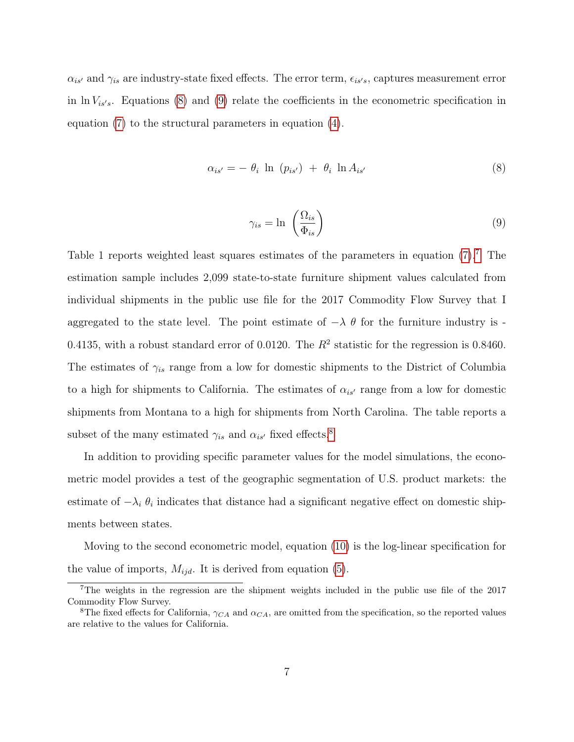$\alpha_{is'}$ and $\gamma_{is}$ are industry-state fixed effects. The error term, $\epsilon_{is's}$, captures measurement error in $\ln V_{is's}$. Equations (8) and (9) relate the coefficients in the econometric specification in equation (7) to the structural parameters in equation (4).

$$\alpha_{is'} = -\ \theta_i\ \ln\ (p_{is'})\ +\ \theta_i\ \ln A_{is'} \tag{8}$$

$$\gamma_{is} = \ln\ \left(\frac{\Omega_{is}}{\Phi_{is}}\right) \tag{9}$$

Table 1 reports weighted least squares estimates of the parameters in equation (7).[7] The estimation sample includes 2,099 state-to-state furniture shipment values calculated from individual shipments in the public use file for the 2017 Commodity Flow Survey that I aggregated to the state level. The point estimate of $-\lambda\ \theta$ for the furniture industry is -0.4135, with a robust standard error of 0.0120. The $R^2$ statistic for the regression is 0.8460. The estimates of $\gamma_{is}$ range from a low for domestic shipments to the District of Columbia to a high for shipments to California. The estimates of $\alpha_{is'}$ range from a low for domestic shipments from Montana to a high for shipments from North Carolina. The table reports a subset of the many estimated $\gamma_{is}$ and $\alpha_{is'}$ fixed effects.[8]

In addition to providing specific parameter values for the model simulations, the econometric model provides a test of the geographic segmentation of U.S. product markets: the estimate of $-\lambda_i\ \theta_i$ indicates that distance had a significant negative effect on domestic shipments between states.

Moving to the second econometric model, equation (10) is the log-linear specification for the value of imports, $M_{ijd}$. It is derived from equation (5).

---

[7] The weights in the regression are the shipment weights included in the public use file of the 2017 Commodity Flow Survey.

[8] The fixed effects for California, $\gamma_{CA}$ and $\alpha_{CA}$, are omitted from the specification, so the reported values are relative to the values for California.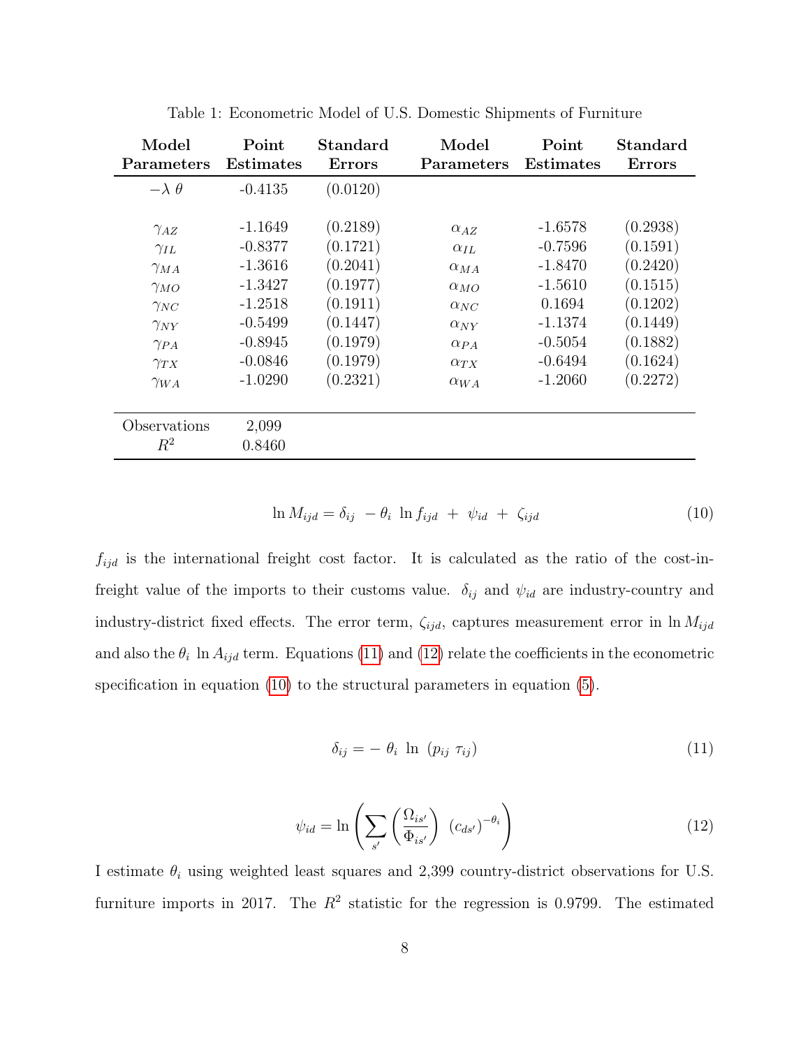Table 1: Econometric Model of U.S. Domestic Shipments of Furniture

| Model Parameters | Point Estimates | Standard Errors | Model Parameters | Point Estimates | Standard Errors |
|---|---|---|---|---|---|
| $-\lambda\ \theta$ | -0.4135 | (0.0120) | | | |
| $\gamma_{AZ}$ | -1.1649 | (0.2189) | $\alpha_{AZ}$ | -1.6578 | (0.2938) |
| $\gamma_{IL}$ | -0.8377 | (0.1721) | $\alpha_{IL}$ | -0.7596 | (0.1591) |
| $\gamma_{MA}$ | -1.3616 | (0.2041) | $\alpha_{MA}$ | -1.8470 | (0.2420) |
| $\gamma_{MO}$ | -1.3427 | (0.1977) | $\alpha_{MO}$ | -1.5610 | (0.1515) |
| $\gamma_{NC}$ | -1.2518 | (0.1911) | $\alpha_{NC}$ | 0.1694 | (0.1202) |
| $\gamma_{NY}$ | -0.5499 | (0.1447) | $\alpha_{NY}$ | -1.1374 | (0.1449) |
| $\gamma_{PA}$ | -0.8945 | (0.1979) | $\alpha_{PA}$ | -0.5054 | (0.1882) |
| $\gamma_{TX}$ | -0.0846 | (0.1979) | $\alpha_{TX}$ | -0.6494 | (0.1624) |
| $\gamma_{WA}$ | -1.0290 | (0.2321) | $\alpha_{WA}$ | -1.2060 | (0.2272) |
| Observations | 2,099 | | | | |
| $R^2$ | 0.8460 | | | | |

$$\ln M_{ijd} = \delta_{ij}\ - \theta_i\ \ln f_{ijd}\ +\ \psi_{id}\ +\ \zeta_{ijd} \tag{10}$$

$f_{ijd}$ is the international freight cost factor. It is calculated as the ratio of the cost-in-freight value of the imports to their customs value. $\delta_{ij}$ and $\psi_{id}$ are industry-country and industry-district fixed effects. The error term, $\zeta_{ijd}$, captures measurement error in $\ln M_{ijd}$ and also the $\theta_i\ \ln A_{ijd}$ term. Equations (11) and (12) relate the coefficients in the econometric specification in equation (10) to the structural parameters in equation (5).

$$\delta_{ij} = -\ \theta_i\ \ln\ (p_{ij}\ \tau_{ij}) \tag{11}$$

$$\psi_{id} = \ln\left(\sum_{s'} \left(\frac{\Omega_{is'}}{\Phi_{is'}}\right)\ (c_{ds'})^{-\theta_i}\right) \tag{12}$$

I estimate $\theta_i$ using weighted least squares and 2,399 country-district observations for U.S. furniture imports in 2017. The $R^2$ statistic for the regression is 0.9799. The estimated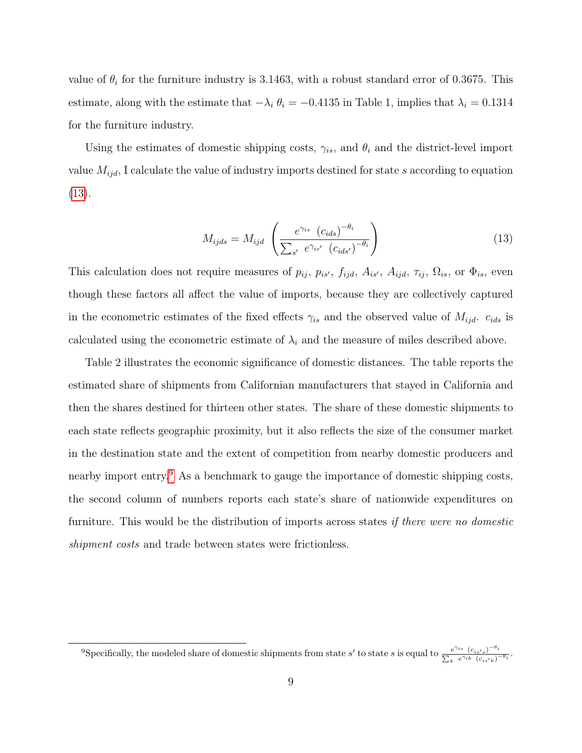value of $\theta_i$ for the furniture industry is 3.1463, with a robust standard error of 0.3675. This estimate, along with the estimate that $-\lambda_i\ \theta_i = -0.4135$ in Table 1, implies that $\lambda_i = 0.1314$ for the furniture industry.

Using the estimates of domestic shipping costs, $\gamma_{is}$, and $\theta_i$ and the district-level import value $M_{ijd}$, I calculate the value of industry imports destined for state $s$ according to equation (13).

$$M_{ijds} = M_{ijd} \left( \frac{e^{\gamma_{is}}\ (c_{ids})^{-\theta_i}}{\sum_{s'}\ e^{\gamma_{is'}}\ (c_{ids'})^{-\theta_i}} \right) \tag{13}$$

This calculation does not require measures of $p_{ij}$, $p_{is'}$, $f_{ijd}$, $A_{is'}$, $A_{ijd}$, $\tau_{ij}$, $\Omega_{is}$, or $\Phi_{is}$, even though these factors all affect the value of imports, because they are collectively captured in the econometric estimates of the fixed effects $\gamma_{is}$ and the observed value of $M_{ijd}$. $c_{ids}$ is calculated using the econometric estimate of $\lambda_i$ and the measure of miles described above.

Table 2 illustrates the economic significance of domestic distances. The table reports the estimated share of shipments from Californian manufacturers that stayed in California and then the shares destined for thirteen other states. The share of these domestic shipments to each state reflects geographic proximity, but it also reflects the size of the consumer market in the destination state and the extent of competition from nearby domestic producers and nearby import entry.[9] As a benchmark to gauge the importance of domestic shipping costs, the second column of numbers reports each state's share of nationwide expenditures on furniture. This would be the distribution of imports across states *if there were no domestic shipment costs* and trade between states were frictionless.

[9] Specifically, the modeled share of domestic shipments from state $s'$ to state $s$ is equal to $\frac{e^{\gamma_{is}}\ (c_{is's})^{-\theta_i}}{\sum_k\ e^{\gamma_{ik}}\ (c_{is'k})^{-\theta_i}}$.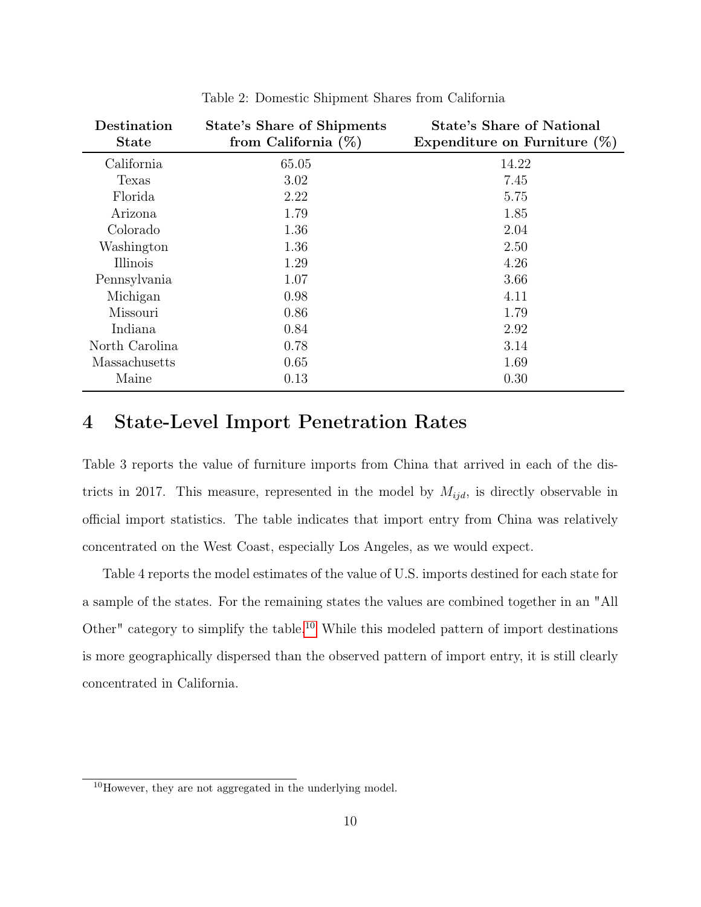Table 2: Domestic Shipment Shares from California

| Destination State | State's Share of Shipments from California (%) | State's Share of National Expenditure on Furniture (%) |
|---|---|---|
| California | 65.05 | 14.22 |
| Texas | 3.02 | 7.45 |
| Florida | 2.22 | 5.75 |
| Arizona | 1.79 | 1.85 |
| Colorado | 1.36 | 2.04 |
| Washington | 1.36 | 2.50 |
| Illinois | 1.29 | 4.26 |
| Pennsylvania | 1.07 | 3.66 |
| Michigan | 0.98 | 4.11 |
| Missouri | 0.86 | 1.79 |
| Indiana | 0.84 | 2.92 |
| North Carolina | 0.78 | 3.14 |
| Massachusetts | 0.65 | 1.69 |
| Maine | 0.13 | 0.30 |

# 4 State-Level Import Penetration Rates

Table 3 reports the value of furniture imports from China that arrived in each of the districts in 2017. This measure, represented in the model by $M_{ijd}$, is directly observable in official import statistics. The table indicates that import entry from China was relatively concentrated on the West Coast, especially Los Angeles, as we would expect.

Table 4 reports the model estimates of the value of U.S. imports destined for each state for a sample of the states. For the remaining states the values are combined together in an "All Other" category to simplify the table.[10] While this modeled pattern of import destinations is more geographically dispersed than the observed pattern of import entry, it is still clearly concentrated in California.

[10] However, they are not aggregated in the underlying model.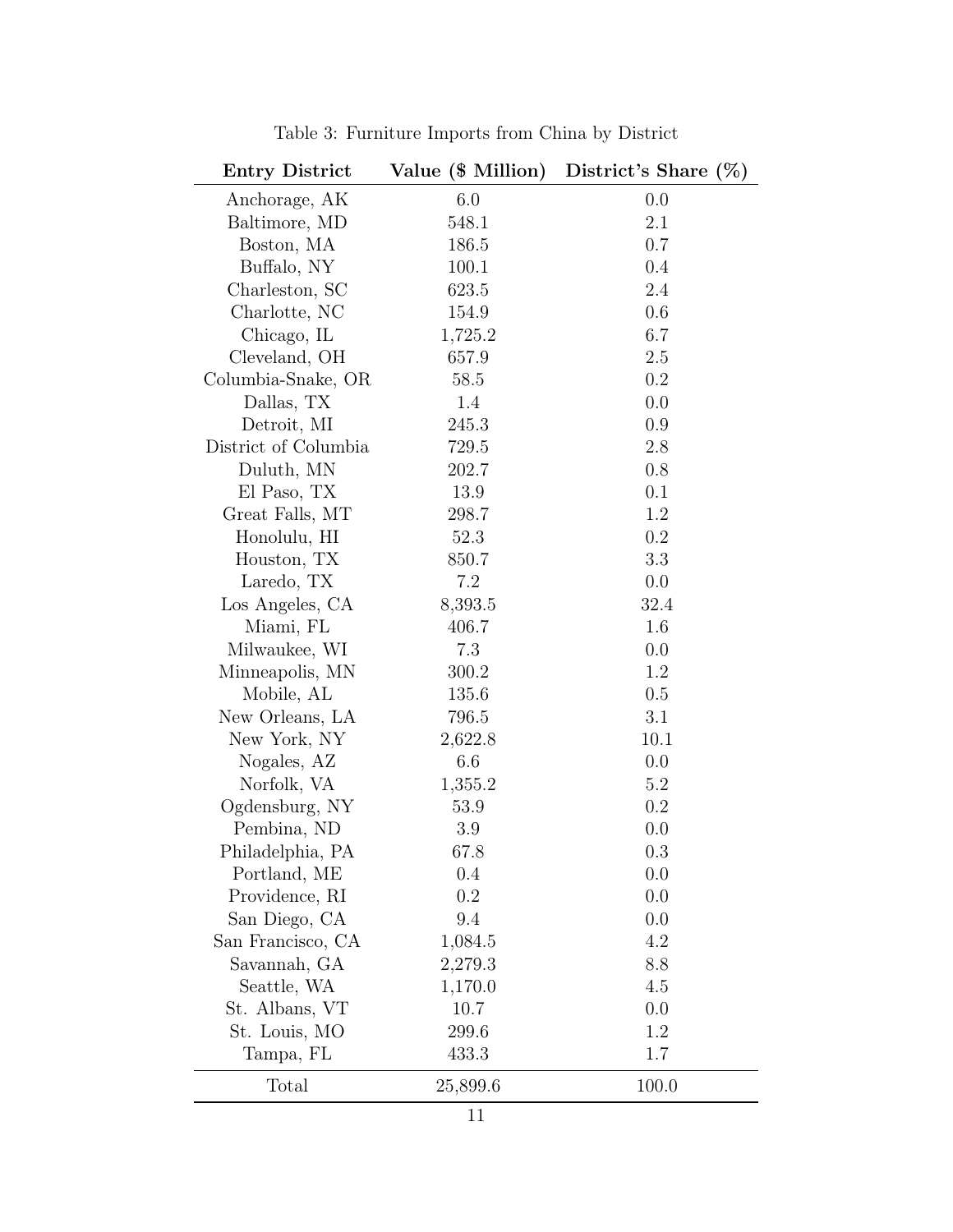Table 3: Furniture Imports from China by District

| Entry District | Value ($ Million) | District's Share (%) |
|---|---|---|
| Anchorage, AK | 6.0 | 0.0 |
| Baltimore, MD | 548.1 | 2.1 |
| Boston, MA | 186.5 | 0.7 |
| Buffalo, NY | 100.1 | 0.4 |
| Charleston, SC | 623.5 | 2.4 |
| Charlotte, NC | 154.9 | 0.6 |
| Chicago, IL | 1,725.2 | 6.7 |
| Cleveland, OH | 657.9 | 2.5 |
| Columbia-Snake, OR | 58.5 | 0.2 |
| Dallas, TX | 1.4 | 0.0 |
| Detroit, MI | 245.3 | 0.9 |
| District of Columbia | 729.5 | 2.8 |
| Duluth, MN | 202.7 | 0.8 |
| El Paso, TX | 13.9 | 0.1 |
| Great Falls, MT | 298.7 | 1.2 |
| Honolulu, HI | 52.3 | 0.2 |
| Houston, TX | 850.7 | 3.3 |
| Laredo, TX | 7.2 | 0.0 |
| Los Angeles, CA | 8,393.5 | 32.4 |
| Miami, FL | 406.7 | 1.6 |
| Milwaukee, WI | 7.3 | 0.0 |
| Minneapolis, MN | 300.2 | 1.2 |
| Mobile, AL | 135.6 | 0.5 |
| New Orleans, LA | 796.5 | 3.1 |
| New York, NY | 2,622.8 | 10.1 |
| Nogales, AZ | 6.6 | 0.0 |
| Norfolk, VA | 1,355.2 | 5.2 |
| Ogdensburg, NY | 53.9 | 0.2 |
| Pembina, ND | 3.9 | 0.0 |
| Philadelphia, PA | 67.8 | 0.3 |
| Portland, ME | 0.4 | 0.0 |
| Providence, RI | 0.2 | 0.0 |
| San Diego, CA | 9.4 | 0.0 |
| San Francisco, CA | 1,084.5 | 4.2 |
| Savannah, GA | 2,279.3 | 8.8 |
| Seattle, WA | 1,170.0 | 4.5 |
| St. Albans, VT | 10.7 | 0.0 |
| St. Louis, MO | 299.6 | 1.2 |
| Tampa, FL | 433.3 | 1.7 |
| Total | 25,899.6 | 100.0 |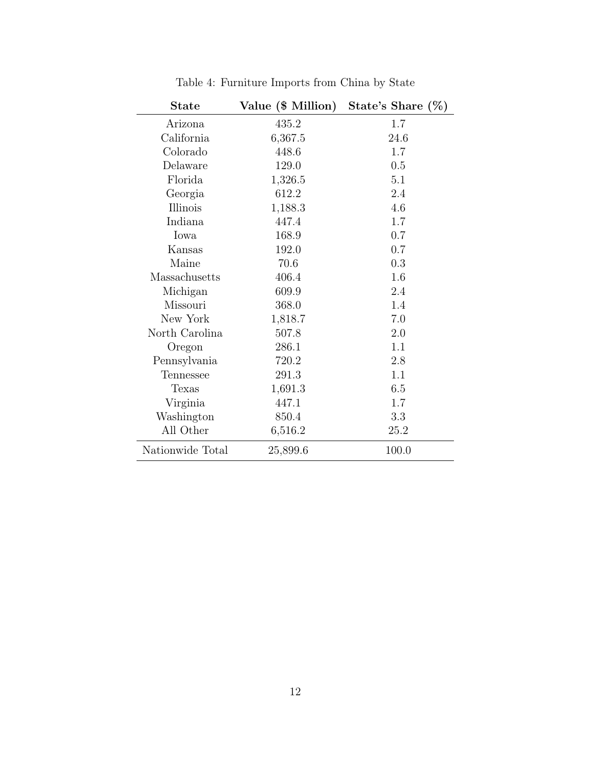Table 4: Furniture Imports from China by State

| State | Value ($ Million) | State's Share (%) |
|---|---|---|
| Arizona | 435.2 | 1.7 |
| California | 6,367.5 | 24.6 |
| Colorado | 448.6 | 1.7 |
| Delaware | 129.0 | 0.5 |
| Florida | 1,326.5 | 5.1 |
| Georgia | 612.2 | 2.4 |
| Illinois | 1,188.3 | 4.6 |
| Indiana | 447.4 | 1.7 |
| Iowa | 168.9 | 0.7 |
| Kansas | 192.0 | 0.7 |
| Maine | 70.6 | 0.3 |
| Massachusetts | 406.4 | 1.6 |
| Michigan | 609.9 | 2.4 |
| Missouri | 368.0 | 1.4 |
| New York | 1,818.7 | 7.0 |
| North Carolina | 507.8 | 2.0 |
| Oregon | 286.1 | 1.1 |
| Pennsylvania | 720.2 | 2.8 |
| Tennessee | 291.3 | 1.1 |
| Texas | 1,691.3 | 6.5 |
| Virginia | 447.1 | 1.7 |
| Washington | 850.4 | 3.3 |
| All Other | 6,516.2 | 25.2 |
| Nationwide Total | 25,899.6 | 100.0 |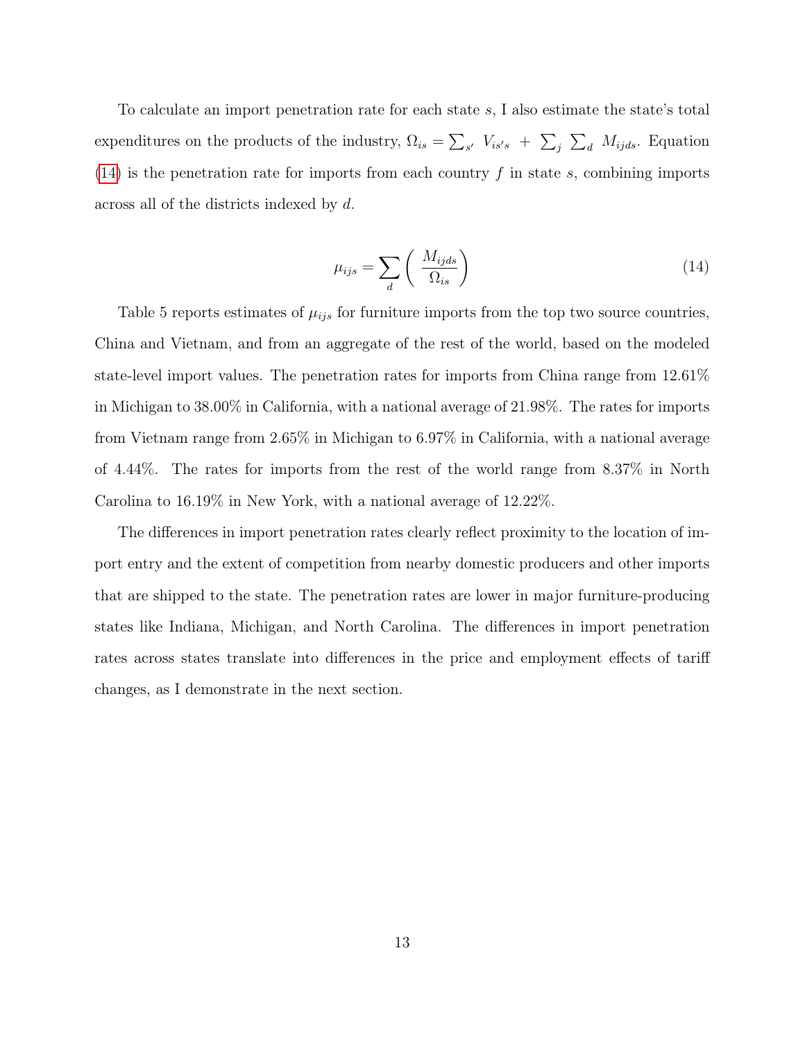To calculate an import penetration rate for each state $s$, I also estimate the state's total expenditures on the products of the industry, $\Omega_{is} = \sum_{s'} V_{is's} + \sum_j \sum_d M_{ijds}$. Equation (14) is the penetration rate for imports from each country $f$ in state $s$, combining imports across all of the districts indexed by $d$.

$$\mu_{ijs} = \sum_d \left( \frac{M_{ijds}}{\Omega_{is}} \right) \tag{14}$$

Table 5 reports estimates of $\mu_{ijs}$ for furniture imports from the top two source countries, China and Vietnam, and from an aggregate of the rest of the world, based on the modeled state-level import values. The penetration rates for imports from China range from 12.61% in Michigan to 38.00% in California, with a national average of 21.98%. The rates for imports from Vietnam range from 2.65% in Michigan to 6.97% in California, with a national average of 4.44%. The rates for imports from the rest of the world range from 8.37% in North Carolina to 16.19% in New York, with a national average of 12.22%.

The differences in import penetration rates clearly reflect proximity to the location of import entry and the extent of competition from nearby domestic producers and other imports that are shipped to the state. The penetration rates are lower in major furniture-producing states like Indiana, Michigan, and North Carolina. The differences in import penetration rates across states translate into differences in the price and employment effects of tariff changes, as I demonstrate in the next section.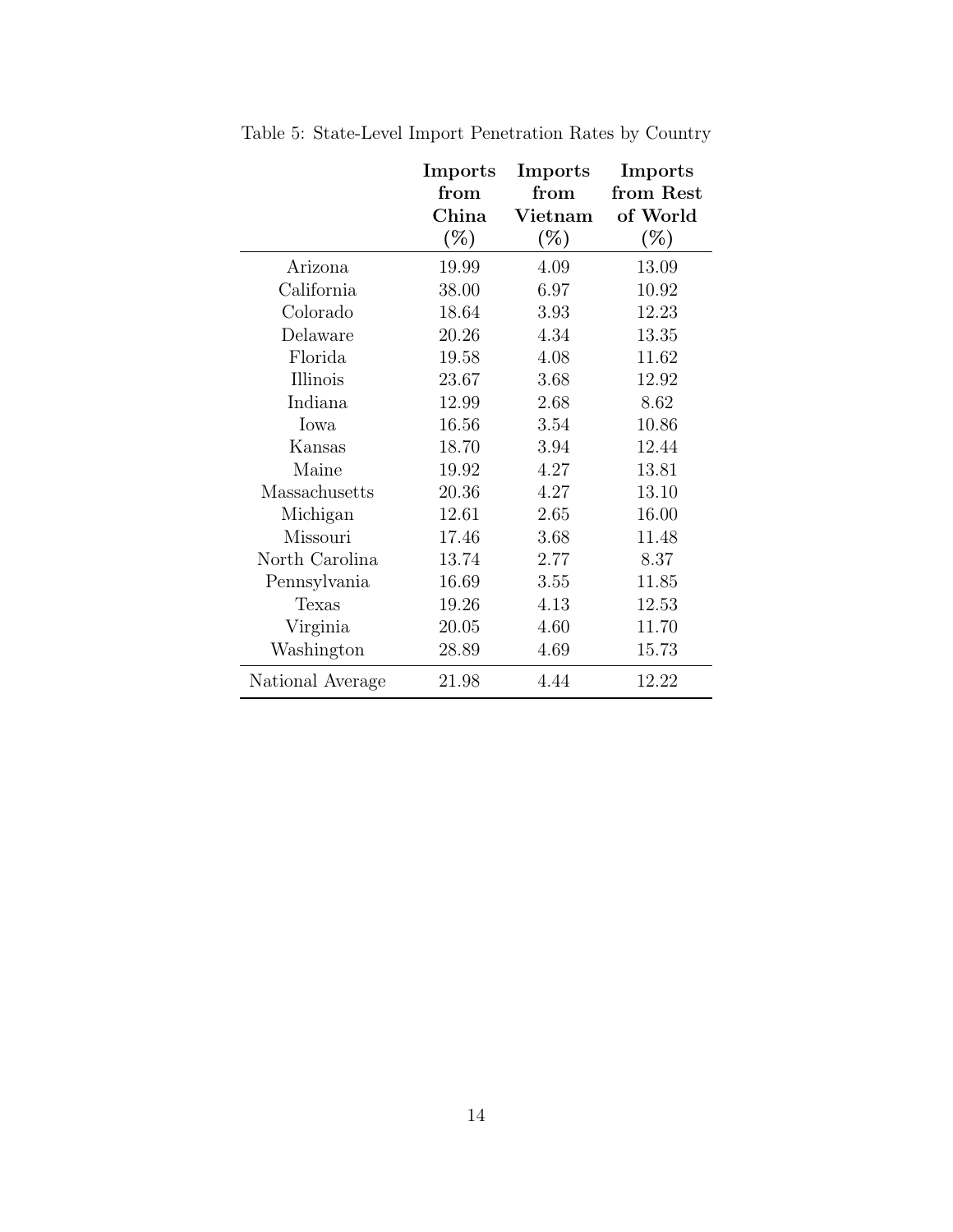Table 5: State-Level Import Penetration Rates by Country

| | **Imports from China (%)** | **Imports from Vietnam (%)** | **Imports from Rest of World (%)** |
|---|---|---|---|
| Arizona | 19.99 | 4.09 | 13.09 |
| California | 38.00 | 6.97 | 10.92 |
| Colorado | 18.64 | 3.93 | 12.23 |
| Delaware | 20.26 | 4.34 | 13.35 |
| Florida | 19.58 | 4.08 | 11.62 |
| Illinois | 23.67 | 3.68 | 12.92 |
| Indiana | 12.99 | 2.68 | 8.62 |
| Iowa | 16.56 | 3.54 | 10.86 |
| Kansas | 18.70 | 3.94 | 12.44 |
| Maine | 19.92 | 4.27 | 13.81 |
| Massachusetts | 20.36 | 4.27 | 13.10 |
| Michigan | 12.61 | 2.65 | 16.00 |
| Missouri | 17.46 | 3.68 | 11.48 |
| North Carolina | 13.74 | 2.77 | 8.37 |
| Pennsylvania | 16.69 | 3.55 | 11.85 |
| Texas | 19.26 | 4.13 | 12.53 |
| Virginia | 20.05 | 4.60 | 11.70 |
| Washington | 28.89 | 4.69 | 15.73 |
| National Average | 21.98 | 4.44 | 12.22 |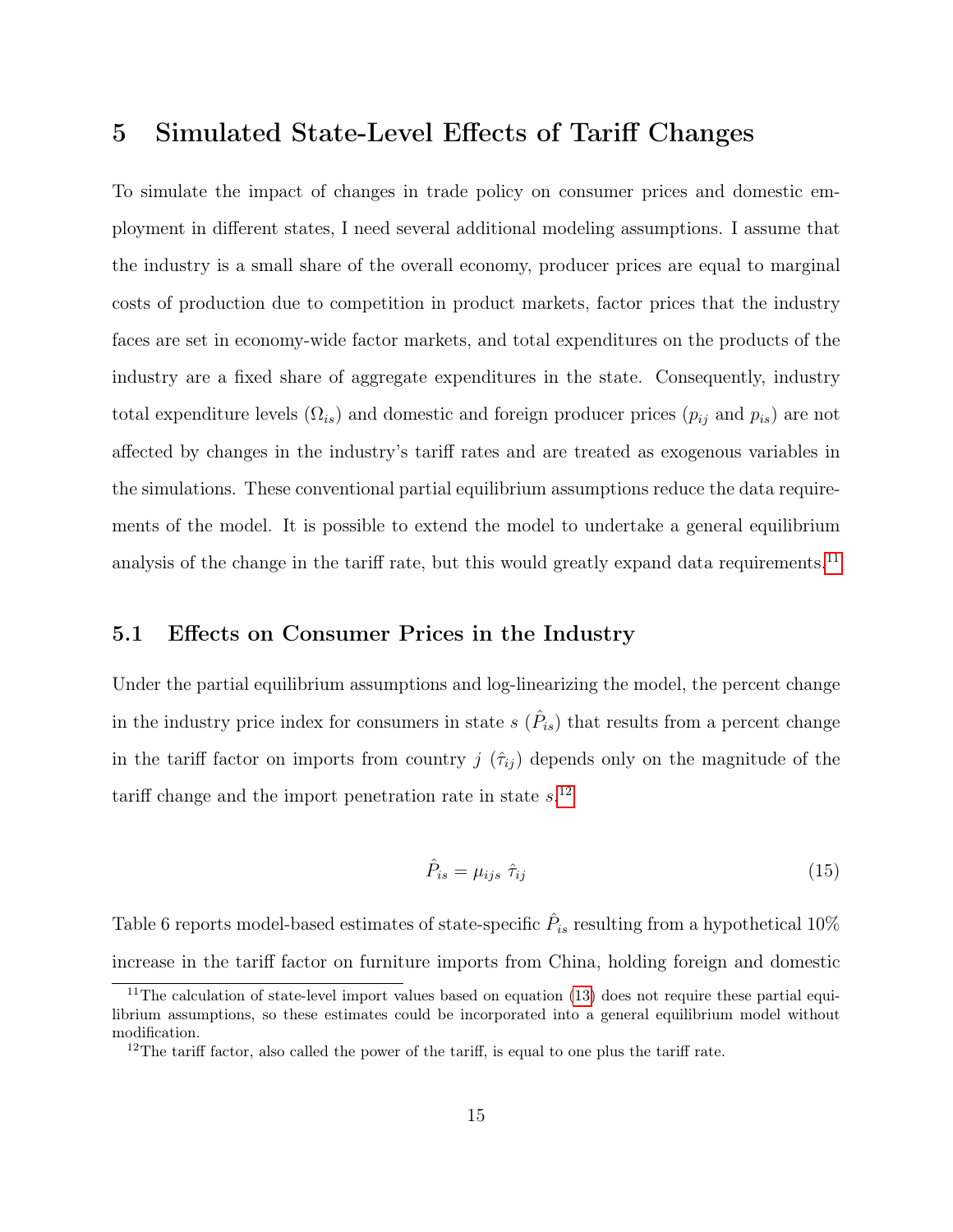# 5 Simulated State-Level Effects of Tariff Changes

To simulate the impact of changes in trade policy on consumer prices and domestic employment in different states, I need several additional modeling assumptions. I assume that the industry is a small share of the overall economy, producer prices are equal to marginal costs of production due to competition in product markets, factor prices that the industry faces are set in economy-wide factor markets, and total expenditures on the products of the industry are a fixed share of aggregate expenditures in the state. Consequently, industry total expenditure levels ($\Omega_{is}$) and domestic and foreign producer prices ($p_{ij}$ and $p_{is}$) are not affected by changes in the industry's tariff rates and are treated as exogenous variables in the simulations. These conventional partial equilibrium assumptions reduce the data requirements of the model. It is possible to extend the model to undertake a general equilibrium analysis of the change in the tariff rate, but this would greatly expand data requirements.[11]

## 5.1 Effects on Consumer Prices in the Industry

Under the partial equilibrium assumptions and log-linearizing the model, the percent change in the industry price index for consumers in state $s$ ($\hat{P}_{is}$) that results from a percent change in the tariff factor on imports from country $j$ ($\hat{\tau}_{ij}$) depends only on the magnitude of the tariff change and the import penetration rate in state $s$.[12]

$$\hat{P}_{is} = \mu_{ijs} \; \hat{\tau}_{ij} \tag{15}$$

Table 6 reports model-based estimates of state-specific $\hat{P}_{is}$ resulting from a hypothetical 10% increase in the tariff factor on furniture imports from China, holding foreign and domestic

[11] The calculation of state-level import values based on equation (13) does not require these partial equilibrium assumptions, so these estimates could be incorporated into a general equilibrium model without modification.

[12] The tariff factor, also called the power of the tariff, is equal to one plus the tariff rate.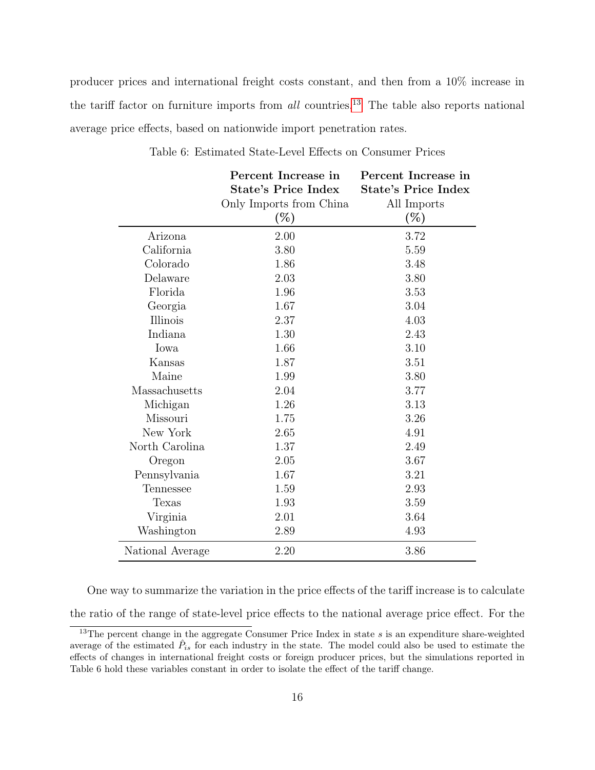producer prices and international freight costs constant, and then from a 10% increase in the tariff factor on furniture imports from *all* countries.[13] The table also reports national average price effects, based on nationwide import penetration rates.

Table 6: Estimated State-Level Effects on Consumer Prices

| | **Percent Increase in State's Price Index** Only Imports from China (%) | **Percent Increase in State's Price Index** All Imports (%) |
|---|---|---|
| Arizona | 2.00 | 3.72 |
| California | 3.80 | 5.59 |
| Colorado | 1.86 | 3.48 |
| Delaware | 2.03 | 3.80 |
| Florida | 1.96 | 3.53 |
| Georgia | 1.67 | 3.04 |
| Illinois | 2.37 | 4.03 |
| Indiana | 1.30 | 2.43 |
| Iowa | 1.66 | 3.10 |
| Kansas | 1.87 | 3.51 |
| Maine | 1.99 | 3.80 |
| Massachusetts | 2.04 | 3.77 |
| Michigan | 1.26 | 3.13 |
| Missouri | 1.75 | 3.26 |
| New York | 2.65 | 4.91 |
| North Carolina | 1.37 | 2.49 |
| Oregon | 2.05 | 3.67 |
| Pennsylvania | 1.67 | 3.21 |
| Tennessee | 1.59 | 2.93 |
| Texas | 1.93 | 3.59 |
| Virginia | 2.01 | 3.64 |
| Washington | 2.89 | 4.93 |
| National Average | 2.20 | 3.86 |

One way to summarize the variation in the price effects of the tariff increase is to calculate the ratio of the range of state-level price effects to the national average price effect. For the

[13]The percent change in the aggregate Consumer Price Index in state $s$ is an expenditure share-weighted average of the estimated $\hat{P}_{is}$ for each industry in the state. The model could also be used to estimate the effects of changes in international freight costs or foreign producer prices, but the simulations reported in Table 6 hold these variables constant in order to isolate the effect of the tariff change.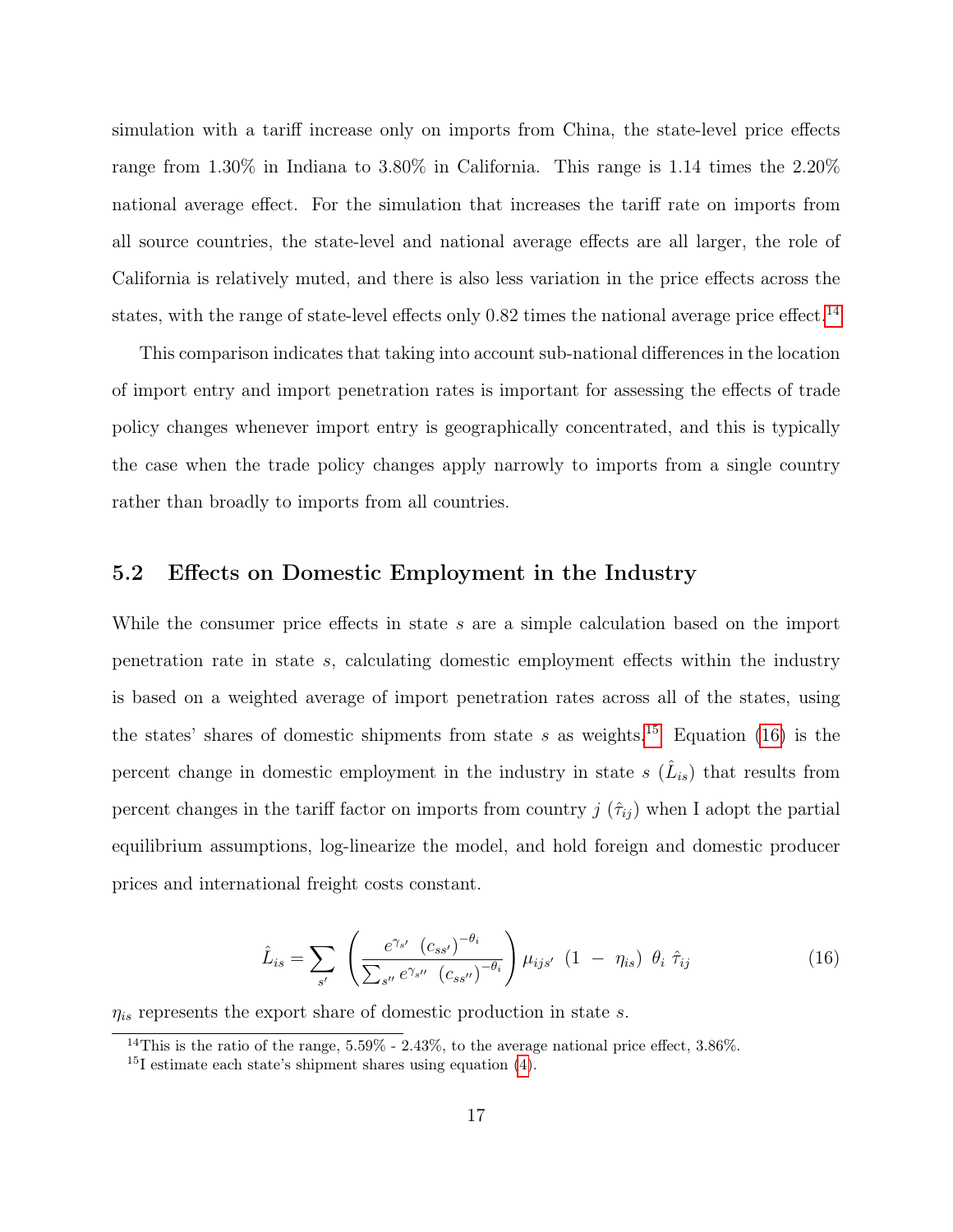simulation with a tariff increase only on imports from China, the state-level price effects range from 1.30% in Indiana to 3.80% in California. This range is 1.14 times the 2.20% national average effect. For the simulation that increases the tariff rate on imports from all source countries, the state-level and national average effects are all larger, the role of California is relatively muted, and there is also less variation in the price effects across the states, with the range of state-level effects only 0.82 times the national average price effect.[14]

This comparison indicates that taking into account sub-national differences in the location of import entry and import penetration rates is important for assessing the effects of trade policy changes whenever import entry is geographically concentrated, and this is typically the case when the trade policy changes apply narrowly to imports from a single country rather than broadly to imports from all countries.

## 5.2 Effects on Domestic Employment in the Industry

While the consumer price effects in state $s$ are a simple calculation based on the import penetration rate in state $s$, calculating domestic employment effects within the industry is based on a weighted average of import penetration rates across all of the states, using the states' shares of domestic shipments from state $s$ as weights.[15] Equation (16) is the percent change in domestic employment in the industry in state $s$ ($\hat{L}_{is}$) that results from percent changes in the tariff factor on imports from country $j$ ($\hat{\tau}_{ij}$) when I adopt the partial equilibrium assumptions, log-linearize the model, and hold foreign and domestic producer prices and international freight costs constant.

$$\hat{L}_{is} = \sum_{s'} \left( \frac{e^{\gamma_{s'}} \ (c_{ss'})^{-\theta_i}}{\sum_{s''} e^{\gamma_{s''}} \ (c_{ss''})^{-\theta_i}} \right) \mu_{ijs'} \ (1 \ - \ \eta_{is}) \ \theta_i \ \hat{\tau}_{ij} \tag{16}$$

$\eta_{is}$ represents the export share of domestic production in state $s$.

[14] This is the ratio of the range, 5.59% - 2.43%, to the average national price effect, 3.86%.

[15] I estimate each state's shipment shares using equation (4).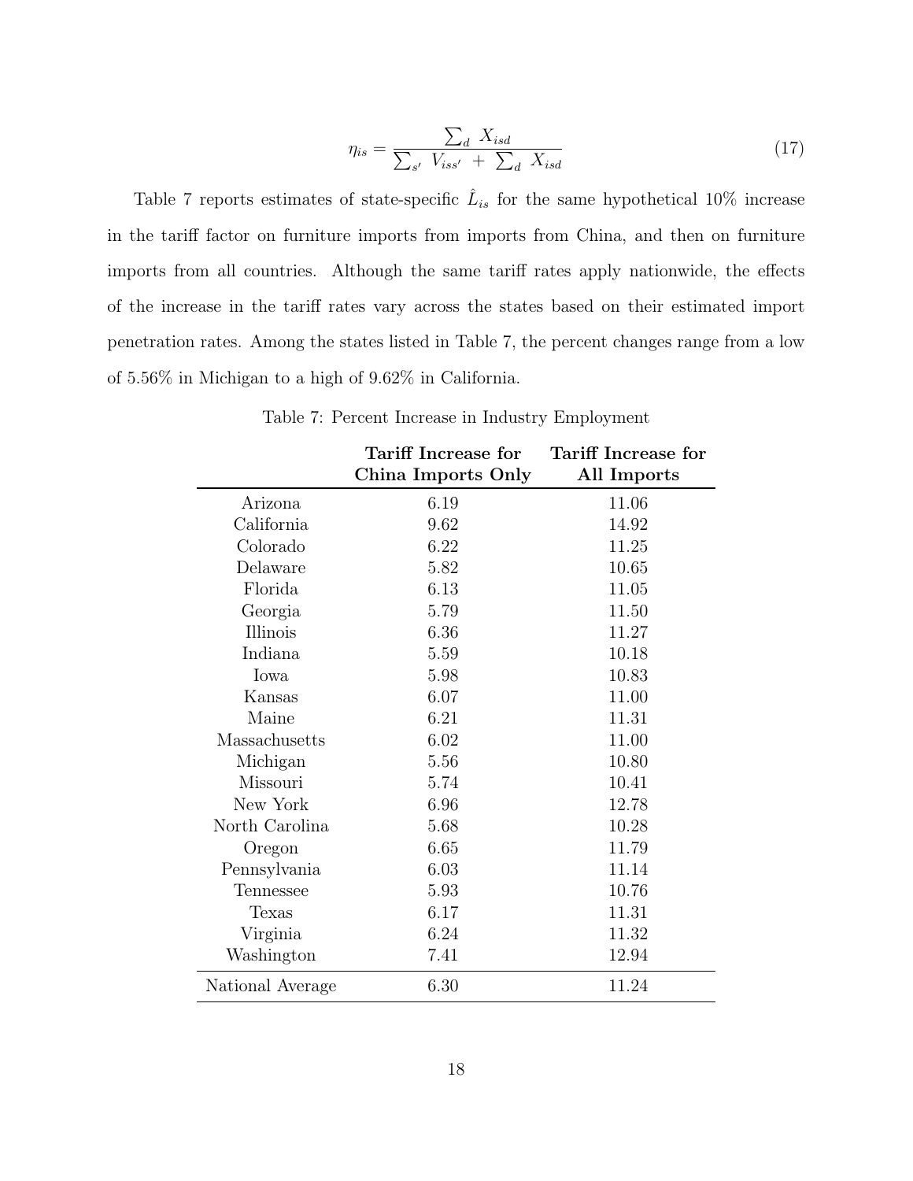$$\eta_{is} = \frac{\sum_d X_{isd}}{\sum_{s'} V_{iss'} + \sum_d X_{isd}} \tag{17}$$

Table 7 reports estimates of state-specific $\hat{L}_{is}$ for the same hypothetical 10% increase in the tariff factor on furniture imports from imports from China, and then on furniture imports from all countries. Although the same tariff rates apply nationwide, the effects of the increase in the tariff rates vary across the states based on their estimated import penetration rates. Among the states listed in Table 7, the percent changes range from a low of 5.56% in Michigan to a high of 9.62% in California.

Table 7: Percent Increase in Industry Employment

| | **Tariff Increase for China Imports Only** | **Tariff Increase for All Imports** |
|---|---|---|
| Arizona | 6.19 | 11.06 |
| California | 9.62 | 14.92 |
| Colorado | 6.22 | 11.25 |
| Delaware | 5.82 | 10.65 |
| Florida | 6.13 | 11.05 |
| Georgia | 5.79 | 11.50 |
| Illinois | 6.36 | 11.27 |
| Indiana | 5.59 | 10.18 |
| Iowa | 5.98 | 10.83 |
| Kansas | 6.07 | 11.00 |
| Maine | 6.21 | 11.31 |
| Massachusetts | 6.02 | 11.00 |
| Michigan | 5.56 | 10.80 |
| Missouri | 5.74 | 10.41 |
| New York | 6.96 | 12.78 |
| North Carolina | 5.68 | 10.28 |
| Oregon | 6.65 | 11.79 |
| Pennsylvania | 6.03 | 11.14 |
| Tennessee | 5.93 | 10.76 |
| Texas | 6.17 | 11.31 |
| Virginia | 6.24 | 11.32 |
| Washington | 7.41 | 12.94 |
| National Average | 6.30 | 11.24 |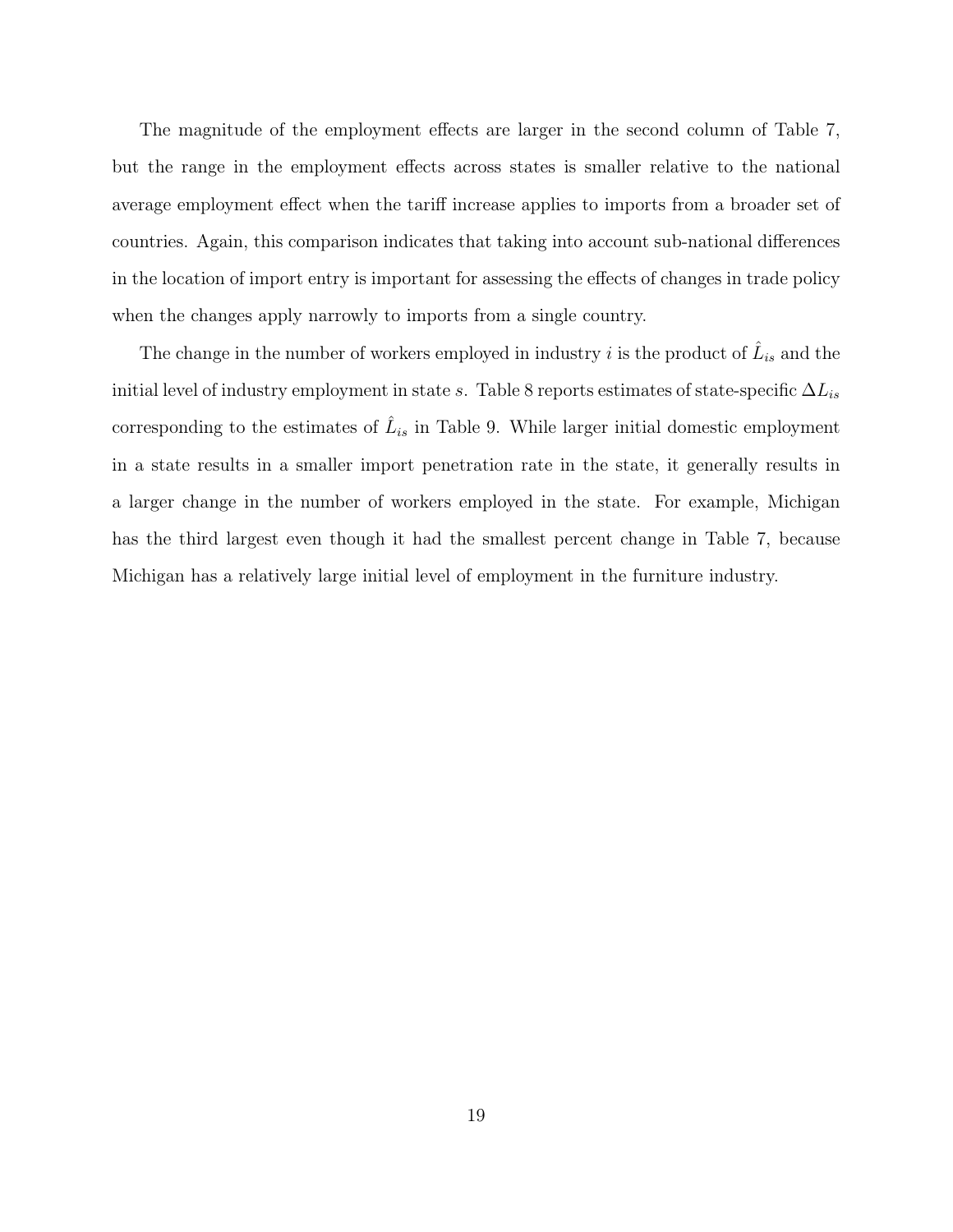The magnitude of the employment effects are larger in the second column of Table 7, but the range in the employment effects across states is smaller relative to the national average employment effect when the tariff increase applies to imports from a broader set of countries. Again, this comparison indicates that taking into account sub-national differences in the location of import entry is important for assessing the effects of changes in trade policy when the changes apply narrowly to imports from a single country.

The change in the number of workers employed in industry $i$ is the product of $\hat{L}_{is}$ and the initial level of industry employment in state $s$. Table 8 reports estimates of state-specific $\Delta L_{is}$ corresponding to the estimates of $\hat{L}_{is}$ in Table 9. While larger initial domestic employment in a state results in a smaller import penetration rate in the state, it generally results in a larger change in the number of workers employed in the state. For example, Michigan has the third largest even though it had the smallest percent change in Table 7, because Michigan has a relatively large initial level of employment in the furniture industry.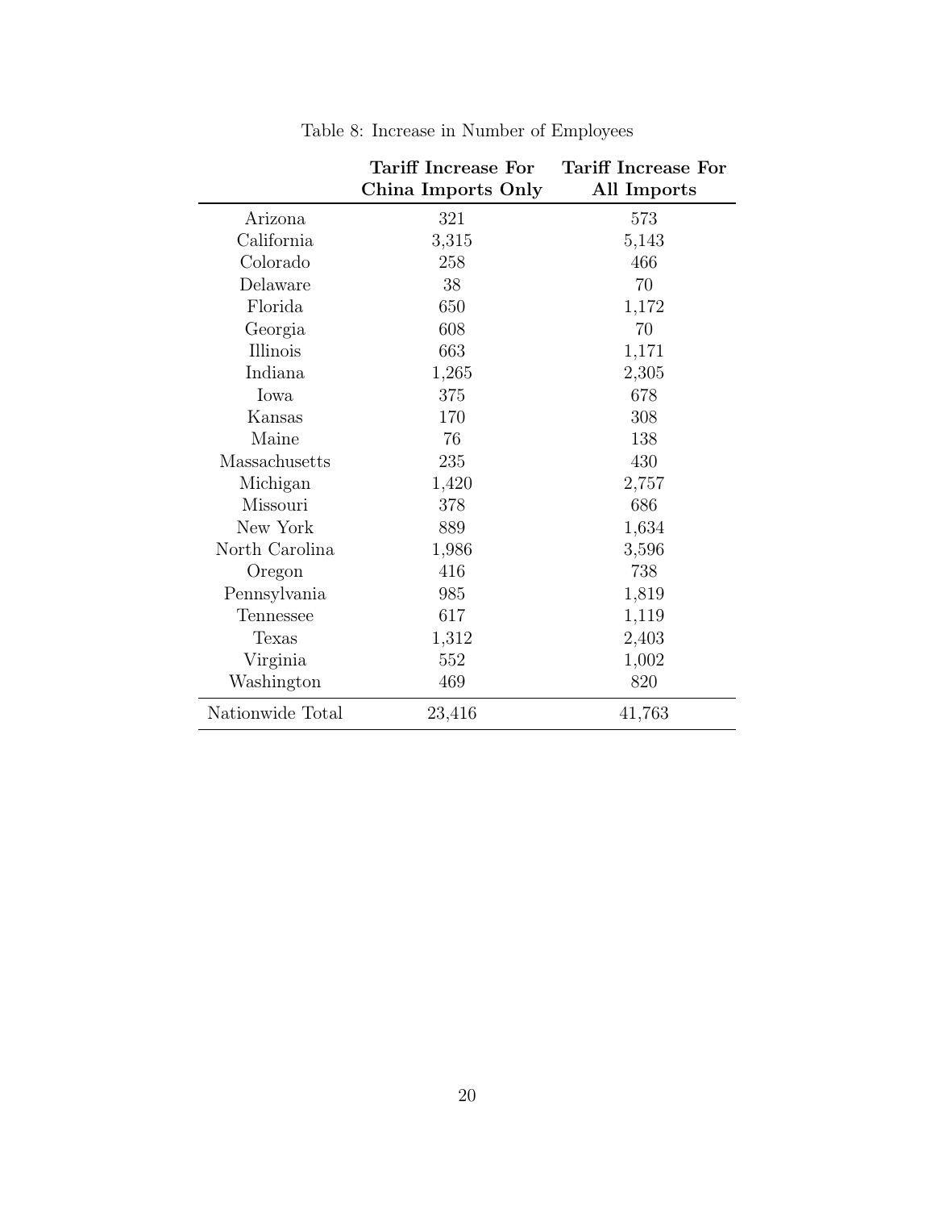Table 8: Increase in Number of Employees

| | **Tariff Increase For China Imports Only** | **Tariff Increase For All Imports** |
|---|---|---|
| Arizona | 321 | 573 |
| California | 3,315 | 5,143 |
| Colorado | 258 | 466 |
| Delaware | 38 | 70 |
| Florida | 650 | 1,172 |
| Georgia | 608 | 70 |
| Illinois | 663 | 1,171 |
| Indiana | 1,265 | 2,305 |
| Iowa | 375 | 678 |
| Kansas | 170 | 308 |
| Maine | 76 | 138 |
| Massachusetts | 235 | 430 |
| Michigan | 1,420 | 2,757 |
| Missouri | 378 | 686 |
| New York | 889 | 1,634 |
| North Carolina | 1,986 | 3,596 |
| Oregon | 416 | 738 |
| Pennsylvania | 985 | 1,819 |
| Tennessee | 617 | 1,119 |
| Texas | 1,312 | 2,403 |
| Virginia | 552 | 1,002 |
| Washington | 469 | 820 |
| Nationwide Total | 23,416 | 41,763 |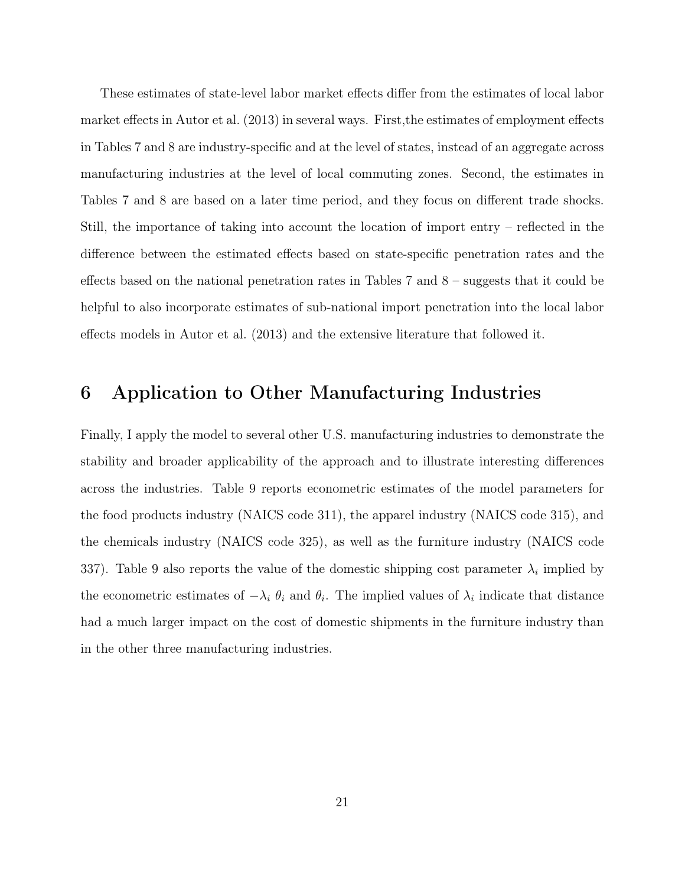These estimates of state-level labor market effects differ from the estimates of local labor market effects in Autor et al. (2013) in several ways. First,the estimates of employment effects in Tables 7 and 8 are industry-specific and at the level of states, instead of an aggregate across manufacturing industries at the level of local commuting zones. Second, the estimates in Tables 7 and 8 are based on a later time period, and they focus on different trade shocks. Still, the importance of taking into account the location of import entry – reflected in the difference between the estimated effects based on state-specific penetration rates and the effects based on the national penetration rates in Tables 7 and 8 – suggests that it could be helpful to also incorporate estimates of sub-national import penetration into the local labor effects models in Autor et al. (2013) and the extensive literature that followed it.

# 6 Application to Other Manufacturing Industries

Finally, I apply the model to several other U.S. manufacturing industries to demonstrate the stability and broader applicability of the approach and to illustrate interesting differences across the industries. Table 9 reports econometric estimates of the model parameters for the food products industry (NAICS code 311), the apparel industry (NAICS code 315), and the chemicals industry (NAICS code 325), as well as the furniture industry (NAICS code 337). Table 9 also reports the value of the domestic shipping cost parameter $\lambda_i$ implied by the econometric estimates of $-\lambda_i\ \theta_i$ and $\theta_i$. The implied values of $\lambda_i$ indicate that distance had a much larger impact on the cost of domestic shipments in the furniture industry than in the other three manufacturing industries.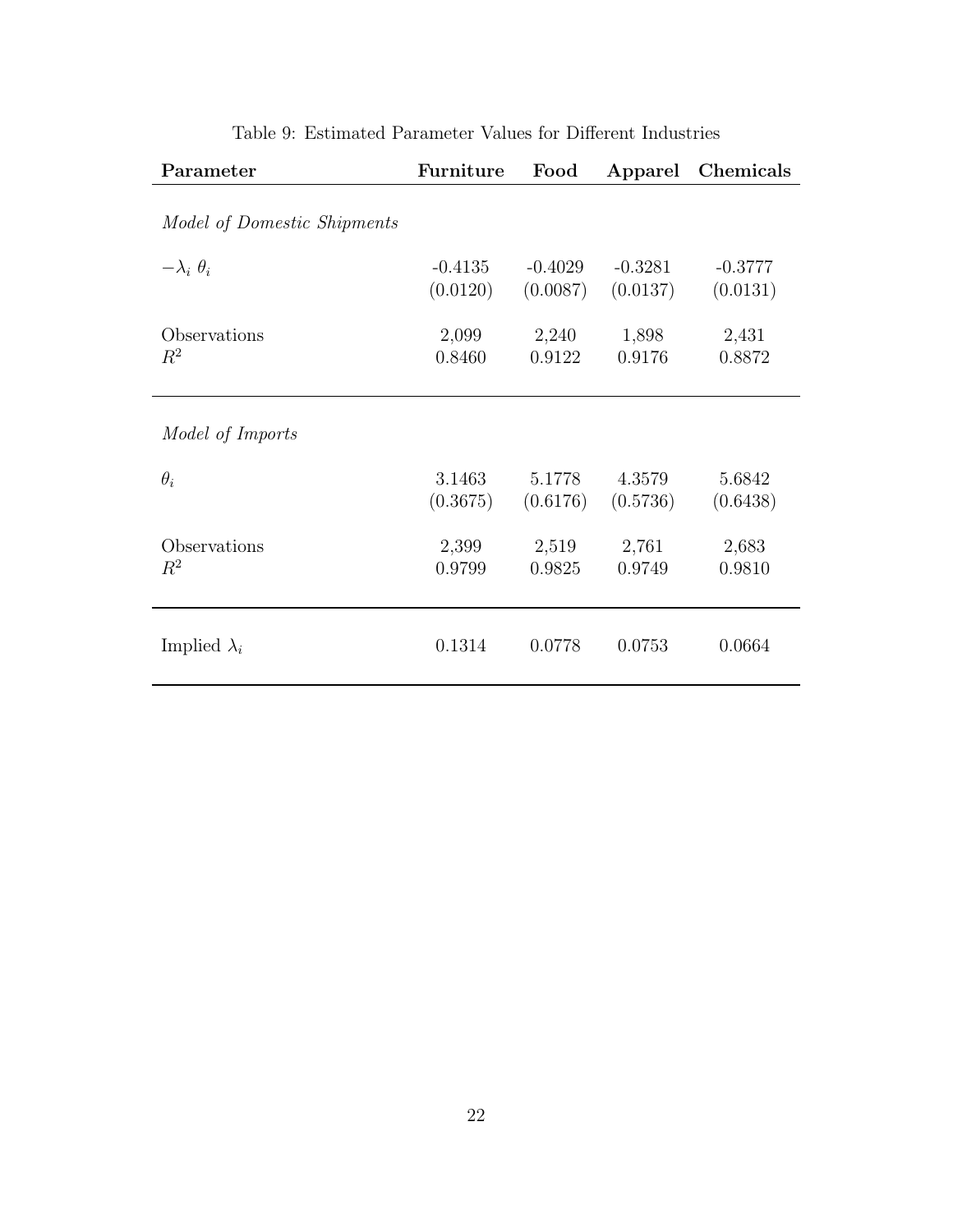Table 9: Estimated Parameter Values for Different Industries

| **Parameter** | **Furniture** | **Food** | **Apparel** | **Chemicals** |
|---|---|---|---|---|
| *Model of Domestic Shipments* | | | | |
| $-\lambda_i\ \theta_i$ | -0.4135 | -0.4029 | -0.3281 | -0.3777 |
| | (0.0120) | (0.0087) | (0.0137) | (0.0131) |
| Observations | 2,099 | 2,240 | 1,898 | 2,431 |
| $R^2$ | 0.8460 | 0.9122 | 0.9176 | 0.8872 |
| *Model of Imports* | | | | |
| $\theta_i$ | 3.1463 | 5.1778 | 4.3579 | 5.6842 |
| | (0.3675) | (0.6176) | (0.5736) | (0.6438) |
| Observations | 2,399 | 2,519 | 2,761 | 2,683 |
| $R^2$ | 0.9799 | 0.9825 | 0.9749 | 0.9810 |
| Implied $\lambda_i$ | 0.1314 | 0.0778 | 0.0753 | 0.0664 |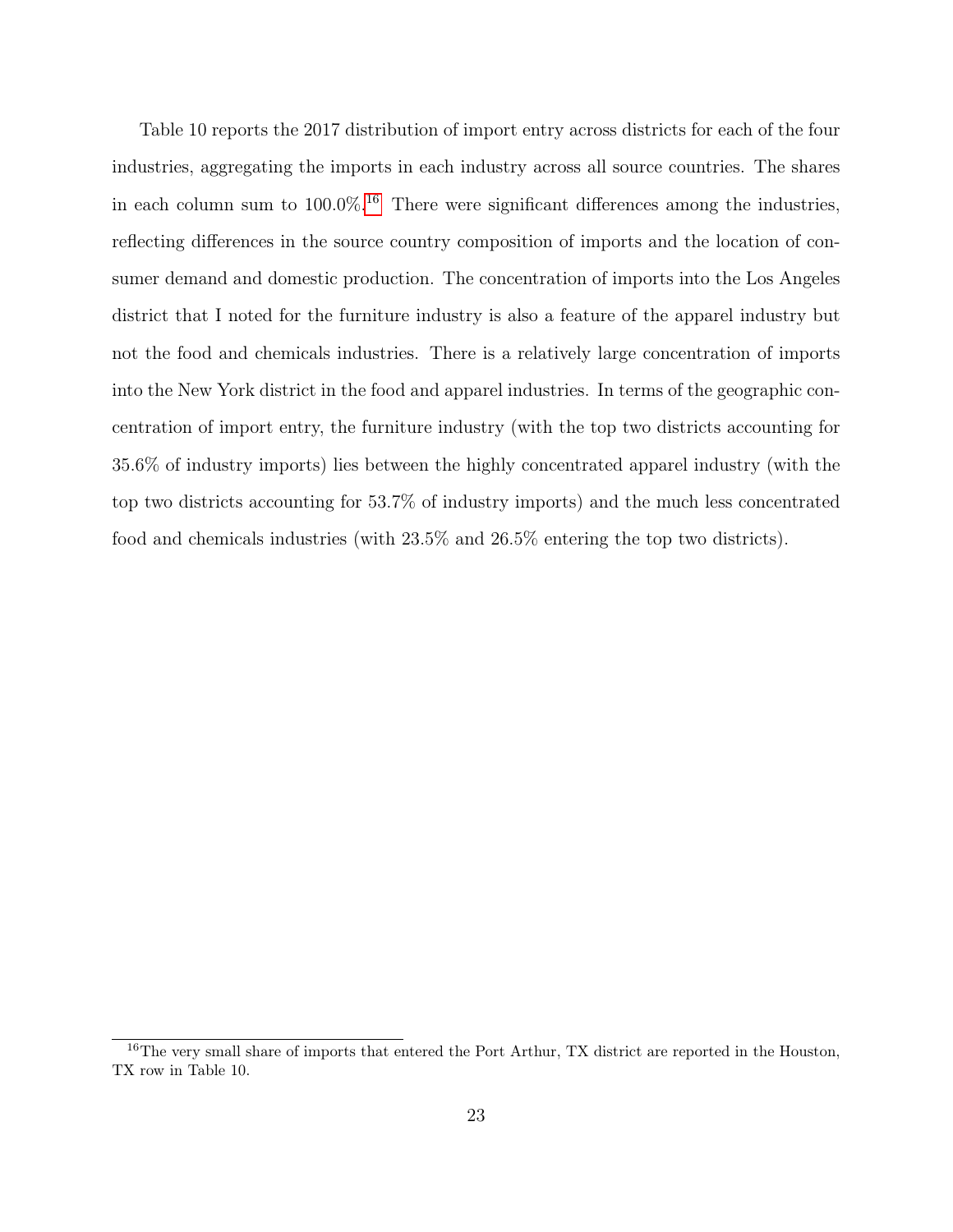Table 10 reports the 2017 distribution of import entry across districts for each of the four industries, aggregating the imports in each industry across all source countries. The shares in each column sum to 100.0%.[16] There were significant differences among the industries, reflecting differences in the source country composition of imports and the location of consumer demand and domestic production. The concentration of imports into the Los Angeles district that I noted for the furniture industry is also a feature of the apparel industry but not the food and chemicals industries. There is a relatively large concentration of imports into the New York district in the food and apparel industries. In terms of the geographic concentration of import entry, the furniture industry (with the top two districts accounting for 35.6% of industry imports) lies between the highly concentrated apparel industry (with the top two districts accounting for 53.7% of industry imports) and the much less concentrated food and chemicals industries (with 23.5% and 26.5% entering the top two districts).

[16] The very small share of imports that entered the Port Arthur, TX district are reported in the Houston, TX row in Table 10.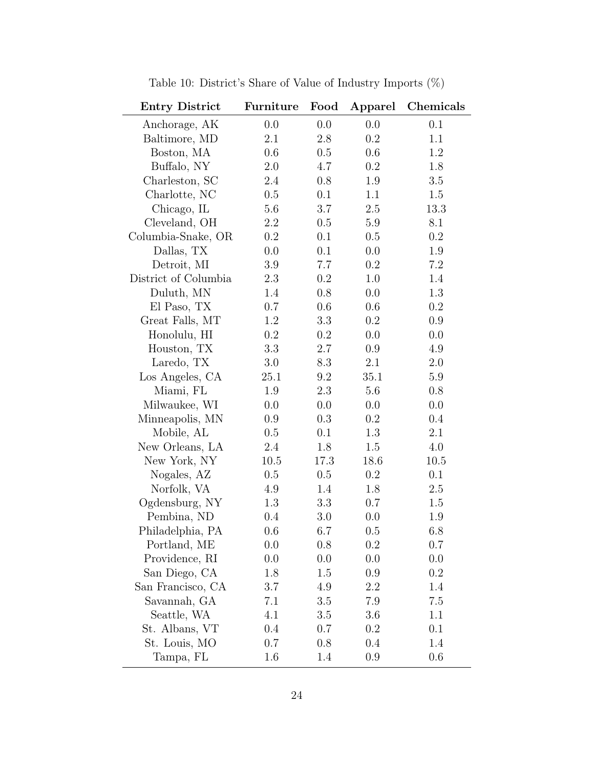Table 10: District's Share of Value of Industry Imports (%)

| Entry District | Furniture | Food | Apparel | Chemicals |
|---|---|---|---|---|
| Anchorage, AK | 0.0 | 0.0 | 0.0 | 0.1 |
| Baltimore, MD | 2.1 | 2.8 | 0.2 | 1.1 |
| Boston, MA | 0.6 | 0.5 | 0.6 | 1.2 |
| Buffalo, NY | 2.0 | 4.7 | 0.2 | 1.8 |
| Charleston, SC | 2.4 | 0.8 | 1.9 | 3.5 |
| Charlotte, NC | 0.5 | 0.1 | 1.1 | 1.5 |
| Chicago, IL | 5.6 | 3.7 | 2.5 | 13.3 |
| Cleveland, OH | 2.2 | 0.5 | 5.9 | 8.1 |
| Columbia-Snake, OR | 0.2 | 0.1 | 0.5 | 0.2 |
| Dallas, TX | 0.0 | 0.1 | 0.0 | 1.9 |
| Detroit, MI | 3.9 | 7.7 | 0.2 | 7.2 |
| District of Columbia | 2.3 | 0.2 | 1.0 | 1.4 |
| Duluth, MN | 1.4 | 0.8 | 0.0 | 1.3 |
| El Paso, TX | 0.7 | 0.6 | 0.6 | 0.2 |
| Great Falls, MT | 1.2 | 3.3 | 0.2 | 0.9 |
| Honolulu, HI | 0.2 | 0.2 | 0.0 | 0.0 |
| Houston, TX | 3.3 | 2.7 | 0.9 | 4.9 |
| Laredo, TX | 3.0 | 8.3 | 2.1 | 2.0 |
| Los Angeles, CA | 25.1 | 9.2 | 35.1 | 5.9 |
| Miami, FL | 1.9 | 2.3 | 5.6 | 0.8 |
| Milwaukee, WI | 0.0 | 0.0 | 0.0 | 0.0 |
| Minneapolis, MN | 0.9 | 0.3 | 0.2 | 0.4 |
| Mobile, AL | 0.5 | 0.1 | 1.3 | 2.1 |
| New Orleans, LA | 2.4 | 1.8 | 1.5 | 4.0 |
| New York, NY | 10.5 | 17.3 | 18.6 | 10.5 |
| Nogales, AZ | 0.5 | 0.5 | 0.2 | 0.1 |
| Norfolk, VA | 4.9 | 1.4 | 1.8 | 2.5 |
| Ogdensburg, NY | 1.3 | 3.3 | 0.7 | 1.5 |
| Pembina, ND | 0.4 | 3.0 | 0.0 | 1.9 |
| Philadelphia, PA | 0.6 | 6.7 | 0.5 | 6.8 |
| Portland, ME | 0.0 | 0.8 | 0.2 | 0.7 |
| Providence, RI | 0.0 | 0.0 | 0.0 | 0.0 |
| San Diego, CA | 1.8 | 1.5 | 0.9 | 0.2 |
| San Francisco, CA | 3.7 | 4.9 | 2.2 | 1.4 |
| Savannah, GA | 7.1 | 3.5 | 7.9 | 7.5 |
| Seattle, WA | 4.1 | 3.5 | 3.6 | 1.1 |
| St. Albans, VT | 0.4 | 0.7 | 0.2 | 0.1 |
| St. Louis, MO | 0.7 | 0.8 | 0.4 | 1.4 |
| Tampa, FL | 1.6 | 1.4 | 0.9 | 0.6 |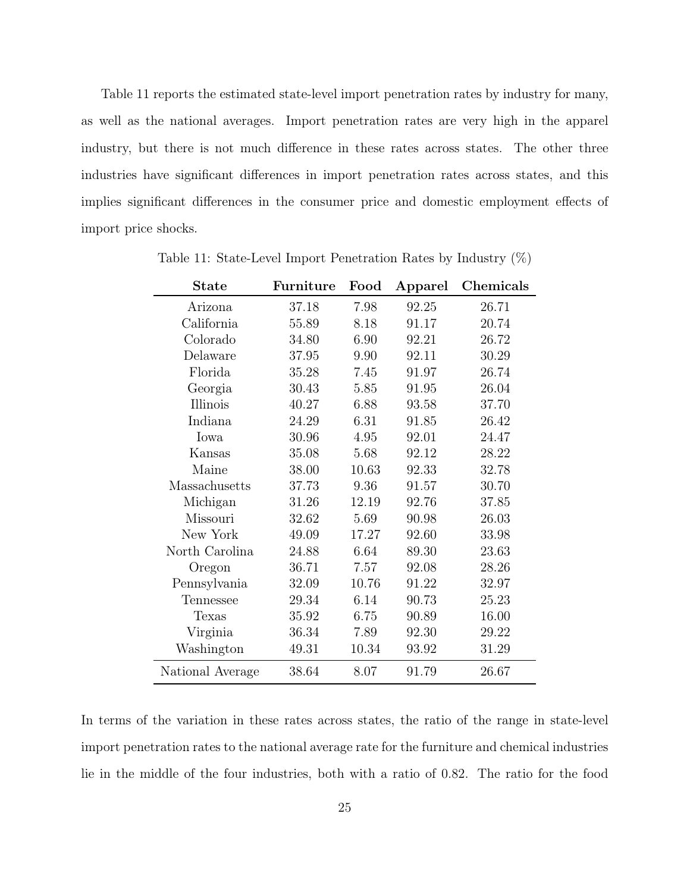Table 11 reports the estimated state-level import penetration rates by industry for many, as well as the national averages. Import penetration rates are very high in the apparel industry, but there is not much difference in these rates across states. The other three industries have significant differences in import penetration rates across states, and this implies significant differences in the consumer price and domestic employment effects of import price shocks.

Table 11: State-Level Import Penetration Rates by Industry (%)

| State | Furniture | Food | Apparel | Chemicals |
|---|---|---|---|---|
| Arizona | 37.18 | 7.98 | 92.25 | 26.71 |
| California | 55.89 | 8.18 | 91.17 | 20.74 |
| Colorado | 34.80 | 6.90 | 92.21 | 26.72 |
| Delaware | 37.95 | 9.90 | 92.11 | 30.29 |
| Florida | 35.28 | 7.45 | 91.97 | 26.74 |
| Georgia | 30.43 | 5.85 | 91.95 | 26.04 |
| Illinois | 40.27 | 6.88 | 93.58 | 37.70 |
| Indiana | 24.29 | 6.31 | 91.85 | 26.42 |
| Iowa | 30.96 | 4.95 | 92.01 | 24.47 |
| Kansas | 35.08 | 5.68 | 92.12 | 28.22 |
| Maine | 38.00 | 10.63 | 92.33 | 32.78 |
| Massachusetts | 37.73 | 9.36 | 91.57 | 30.70 |
| Michigan | 31.26 | 12.19 | 92.76 | 37.85 |
| Missouri | 32.62 | 5.69 | 90.98 | 26.03 |
| New York | 49.09 | 17.27 | 92.60 | 33.98 |
| North Carolina | 24.88 | 6.64 | 89.30 | 23.63 |
| Oregon | 36.71 | 7.57 | 92.08 | 28.26 |
| Pennsylvania | 32.09 | 10.76 | 91.22 | 32.97 |
| Tennessee | 29.34 | 6.14 | 90.73 | 25.23 |
| Texas | 35.92 | 6.75 | 90.89 | 16.00 |
| Virginia | 36.34 | 7.89 | 92.30 | 29.22 |
| Washington | 49.31 | 10.34 | 93.92 | 31.29 |
| National Average | 38.64 | 8.07 | 91.79 | 26.67 |

In terms of the variation in these rates across states, the ratio of the range in state-level import penetration rates to the national average rate for the furniture and chemical industries lie in the middle of the four industries, both with a ratio of 0.82. The ratio for the food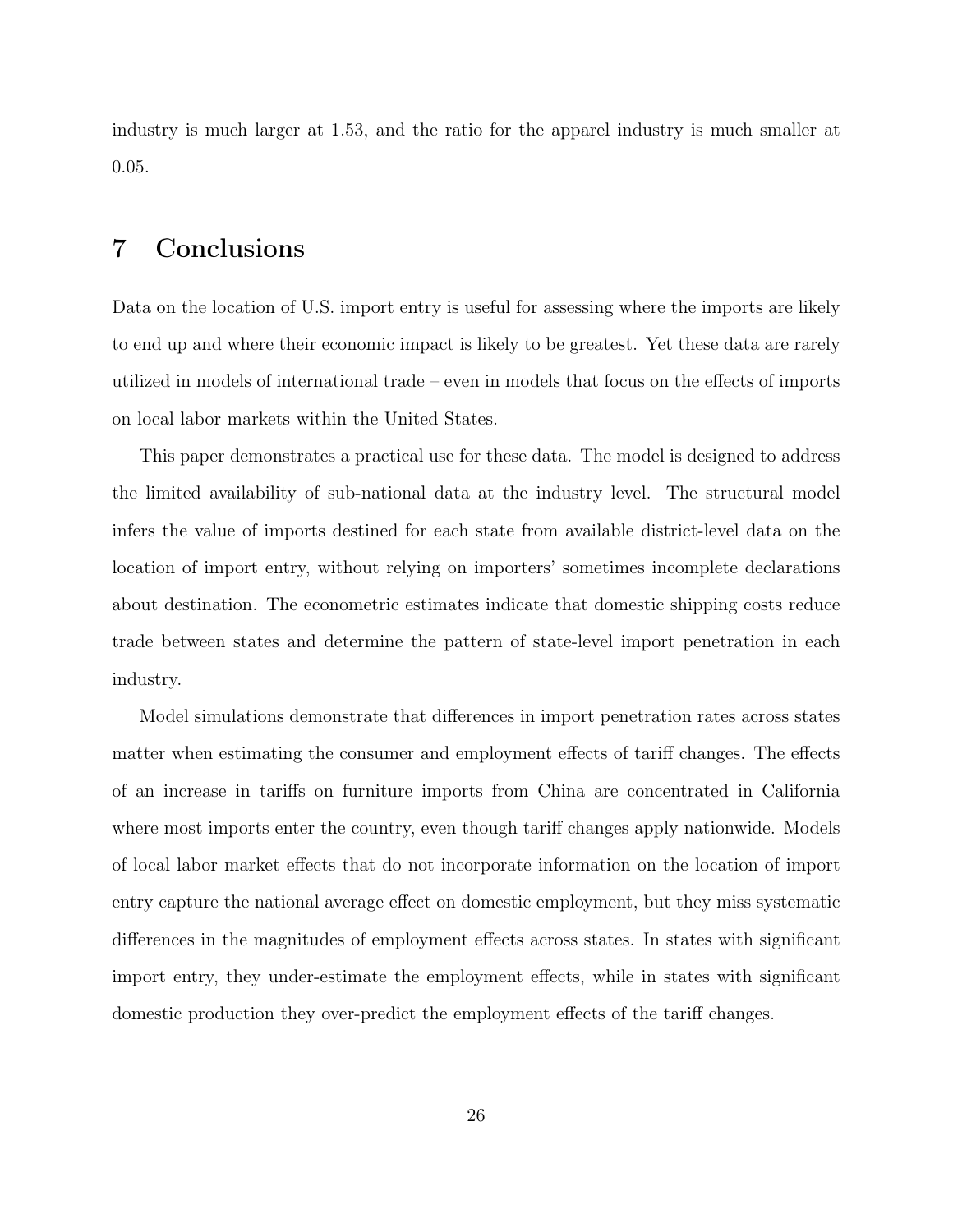industry is much larger at 1.53, and the ratio for the apparel industry is much smaller at 0.05.

# 7 Conclusions

Data on the location of U.S. import entry is useful for assessing where the imports are likely to end up and where their economic impact is likely to be greatest. Yet these data are rarely utilized in models of international trade – even in models that focus on the effects of imports on local labor markets within the United States.

This paper demonstrates a practical use for these data. The model is designed to address the limited availability of sub-national data at the industry level. The structural model infers the value of imports destined for each state from available district-level data on the location of import entry, without relying on importers' sometimes incomplete declarations about destination. The econometric estimates indicate that domestic shipping costs reduce trade between states and determine the pattern of state-level import penetration in each industry.

Model simulations demonstrate that differences in import penetration rates across states matter when estimating the consumer and employment effects of tariff changes. The effects of an increase in tariffs on furniture imports from China are concentrated in California where most imports enter the country, even though tariff changes apply nationwide. Models of local labor market effects that do not incorporate information on the location of import entry capture the national average effect on domestic employment, but they miss systematic differences in the magnitudes of employment effects across states. In states with significant import entry, they under-estimate the employment effects, while in states with significant domestic production they over-predict the employment effects of the tariff changes.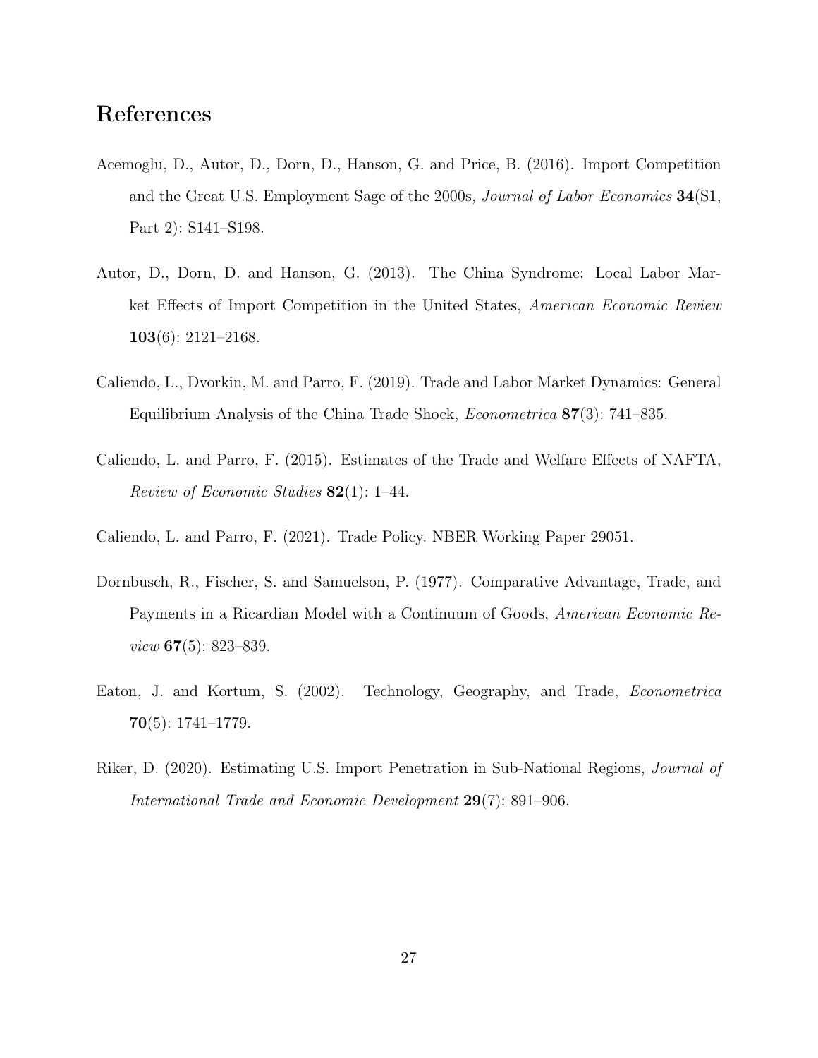# References

Acemoglu, D., Autor, D., Dorn, D., Hanson, G. and Price, B. (2016). Import Competition and the Great U.S. Employment Sage of the 2000s, *Journal of Labor Economics* **34**(S1, Part 2): S141–S198.

Autor, D., Dorn, D. and Hanson, G. (2013). The China Syndrome: Local Labor Market Effects of Import Competition in the United States, *American Economic Review* **103**(6): 2121–2168.

Caliendo, L., Dvorkin, M. and Parro, F. (2019). Trade and Labor Market Dynamics: General Equilibrium Analysis of the China Trade Shock, *Econometrica* **87**(3): 741–835.

Caliendo, L. and Parro, F. (2015). Estimates of the Trade and Welfare Effects of NAFTA, *Review of Economic Studies* **82**(1): 1–44.

Caliendo, L. and Parro, F. (2021). Trade Policy. NBER Working Paper 29051.

Dornbusch, R., Fischer, S. and Samuelson, P. (1977). Comparative Advantage, Trade, and Payments in a Ricardian Model with a Continuum of Goods, *American Economic Review* **67**(5): 823–839.

Eaton, J. and Kortum, S. (2002). Technology, Geography, and Trade, *Econometrica* **70**(5): 1741–1779.

Riker, D. (2020). Estimating U.S. Import Penetration in Sub-National Regions, *Journal of International Trade and Economic Development* **29**(7): 891–906.